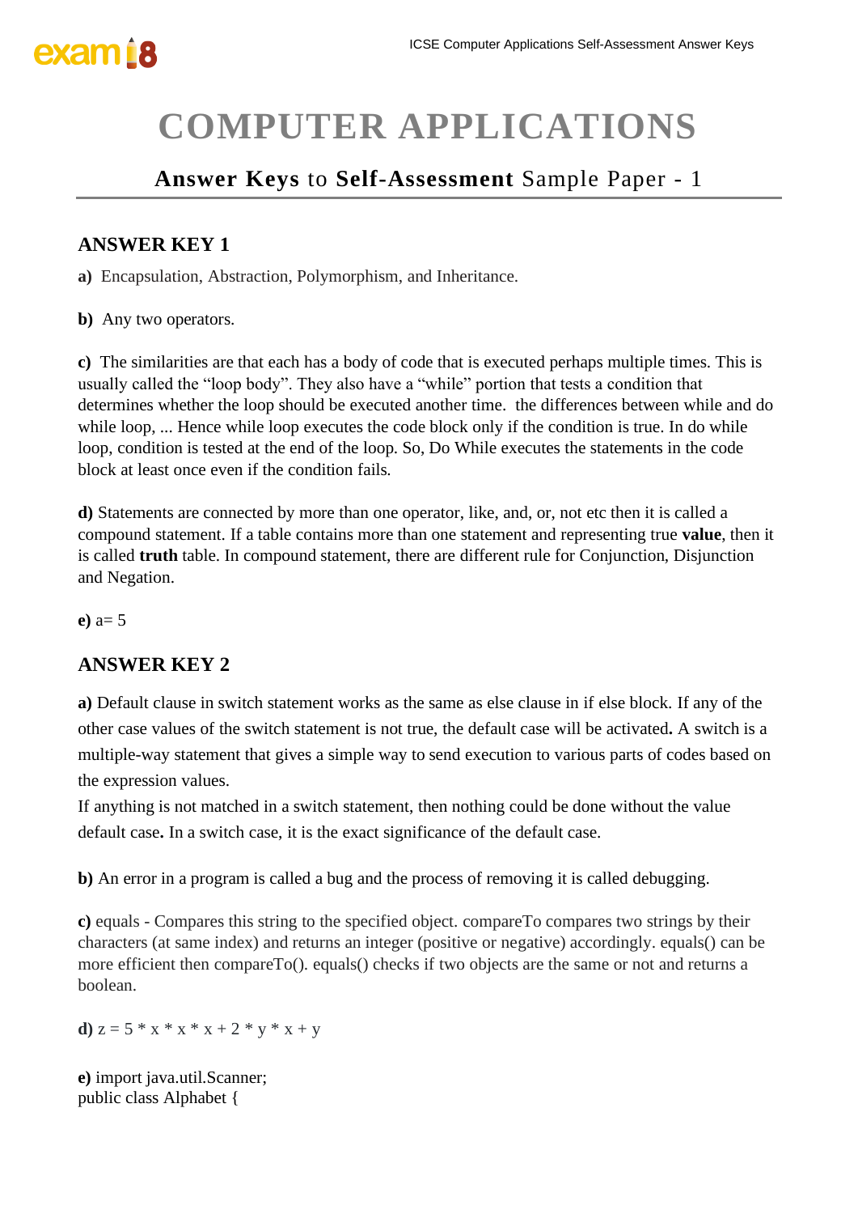# COMPUTER APPLICATIONS

## **Answer Keys** to **Self-Assessment** Sample Paper - 1

### ANSWER KEY 1

**a)** Encapsulation, Abstraction, Polymorphism, and Inheritance.

**b)** Any two operators.

**c)** The similarities are that each has a body of code that is executed perhaps multiple times. This is usually called the "loop body". They also have a "while" portion that tests a condition that determines whether the loop should be executed another time. the differences between while and do while loop, ... Hence while loop executes the code block only if the condition is true. In do while loop, condition is tested at the end of the loop. So, Do While executes the statements in the code block at least once even if the condition fails.

**d)** Statements are connected by more than one operator, like, and, or, not etc then it is called a compound statement. If a table contains more than one statement and representing true **value**, then it is called **truth** table. In compound statement, there are different rule for Conjunction, Disjunction and Negation.

**e)** a= 5

### ANSWER KEY 2

**a)** Default clause in switch statement works as the same as else clause in if else block. If any of the other case values of the switch statement is not true, the default case will be activated**.** A switch is a multiple-way statement that gives a simple way to send execution to various parts of codes based on the expression values.
If anything is not matched in a switch statement, then nothing could be done without the value default case**.** In a switch case, it is the exact significance of the default case.

**b)** An error in a program is called a bug and the process of removing it is called debugging.

**c)** equals - Compares this string to the specified object. compareTo compares two strings by their characters (at same index) and returns an integer (positive or negative) accordingly. equals() can be more efficient then compareTo(). equals() checks if two objects are the same or not and returns a boolean.

**d)** z = 5 * x * x * x + 2 * y * x + y

**e)**
```
import java.util.Scanner;
public class Alphabet {
```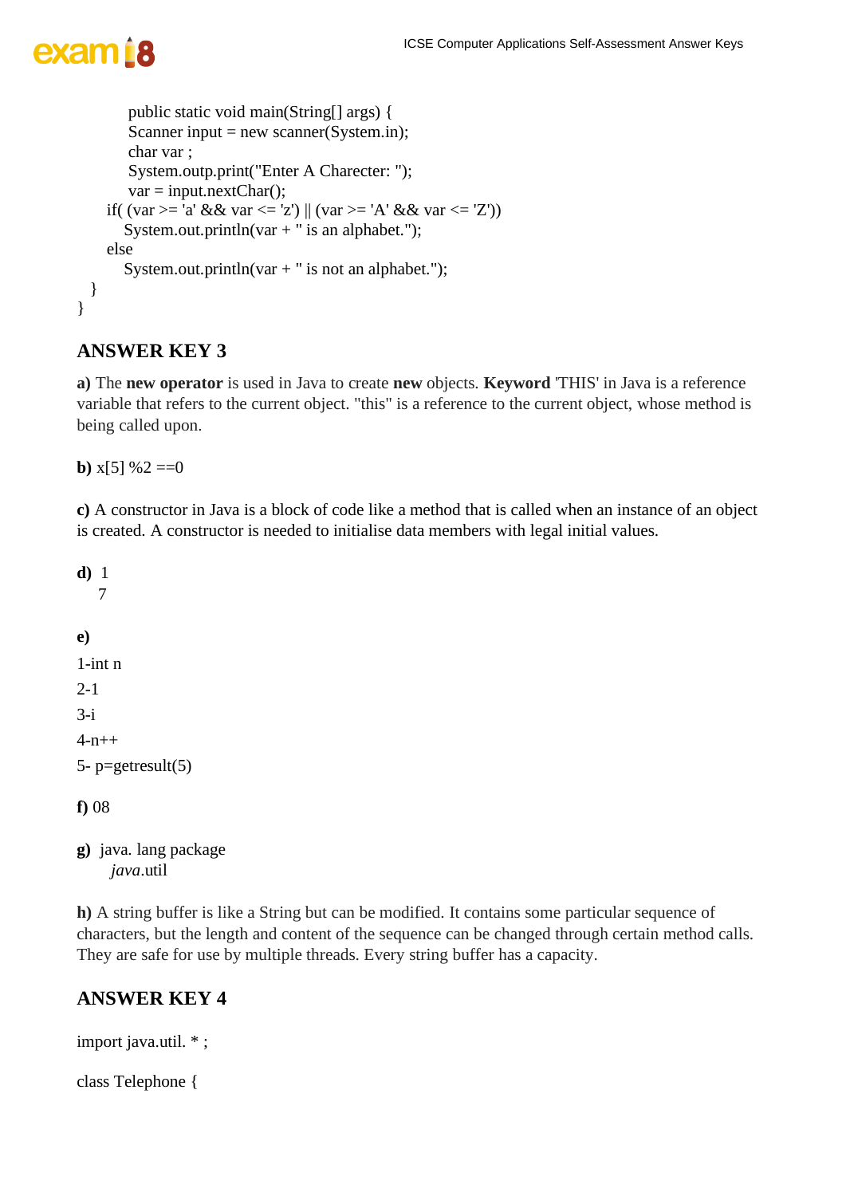```
    public static void main(String[] args) {
    Scanner input = new scanner(System.in);
    char var ;
    System.outp.print("Enter A Charecter: ");
    var = input.nextChar();
  if( (var >= 'a' && var <= 'z') || (var >= 'A' && var <= 'Z'))
    System.out.println(var + " is an alphabet.");
  else
    System.out.println(var + " is not an alphabet.");
 }
}
```

## ANSWER KEY 3

**a)** The **new operator** is used in Java to create **new** objects. **Keyword** 'THIS' in Java is a reference variable that refers to the current object. "this" is a reference to the current object, whose method is being called upon.

**b)** x[5] %2 ==0

**c)** A constructor in Java is a block of code like a method that is called when an instance of an object is created. A constructor is needed to initialise data members with legal initial values.

**d)** 1
7

**e)**

1-int n

2-1

3-i

4-n++

5- p=getresult(5)

**f)** 08

**g)** java. lang package
*java*.util

**h)** A string buffer is like a String but can be modified. It contains some particular sequence of characters, but the length and content of the sequence can be changed through certain method calls. They are safe for use by multiple threads. Every string buffer has a capacity.

## ANSWER KEY 4

```
import java.util. * ;

class Telephone {
```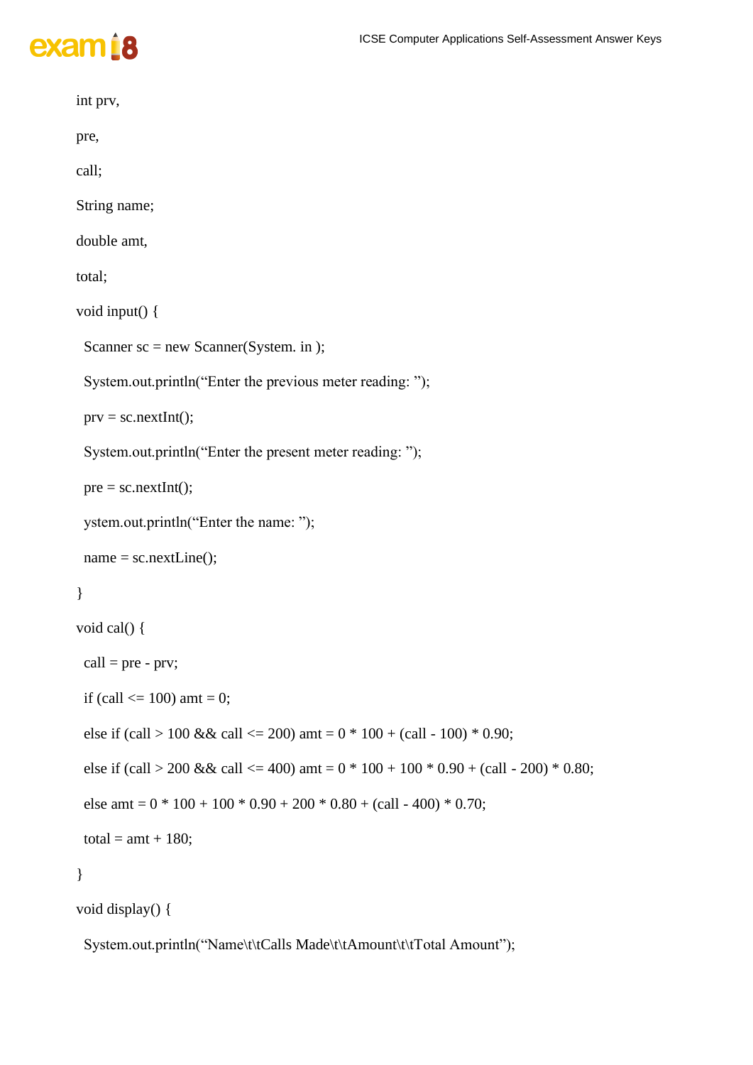```
int prv,

pre,

call;

String name;

double amt,

total;

void input() {

  Scanner sc = new Scanner(System. in );

  System.out.println("Enter the previous meter reading: ");

  prv = sc.nextInt();

  System.out.println("Enter the present meter reading: ");

  pre = sc.nextInt();

  ystem.out.println("Enter the name: ");

  name = sc.nextLine();

}

void cal() {

  call = pre - prv;

  if (call <= 100) amt = 0;

  else if (call > 100 && call <= 200) amt = 0 * 100 + (call - 100) * 0.90;

  else if (call > 200 && call <= 400) amt = 0 * 100 + 100 * 0.90 + (call - 200) * 0.80;

  else amt = 0 * 100 + 100 * 0.90 + 200 * 0.80 + (call - 400) * 0.70;

  total = amt + 180;

}

void display() {

  System.out.println("Name\t\tCalls Made\t\tAmount\t\tTotal Amount");
```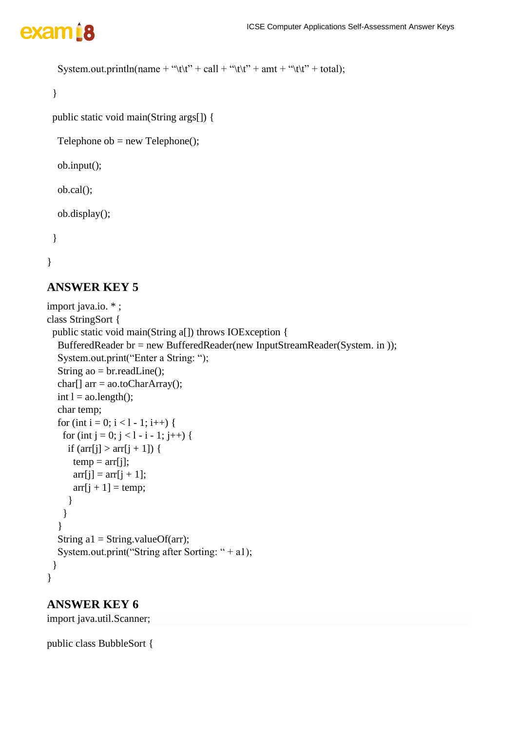```
    System.out.println(name + "\t\t" + call + "\t\t" + amt + "\t\t" + total);
  }
  public static void main(String args[]) {
    Telephone ob = new Telephone();
    ob.input();
    ob.cal();
    ob.display();
  }
}
```

## ANSWER KEY 5

```
import java.io. * ;
class StringSort {
  public static void main(String a[]) throws IOException {
    BufferedReader br = new BufferedReader(new InputStreamReader(System. in ));
    System.out.print("Enter a String: ");
    String ao = br.readLine();
    char[] arr = ao.toCharArray();
    int l = ao.length();
    char temp;
    for (int i = 0; i < l - 1; i++) {
      for (int j = 0; j < l - i - 1; j++) {
        if (arr[j] > arr[j + 1]) {
          temp = arr[j];
          arr[j] = arr[j + 1];
          arr[j + 1] = temp;
        }
      }
    }
    String a1 = String.valueOf(arr);
    System.out.print("String after Sorting: " + a1);
  }
}
```

## ANSWER KEY 6

```
import java.util.Scanner;

public class BubbleSort {
```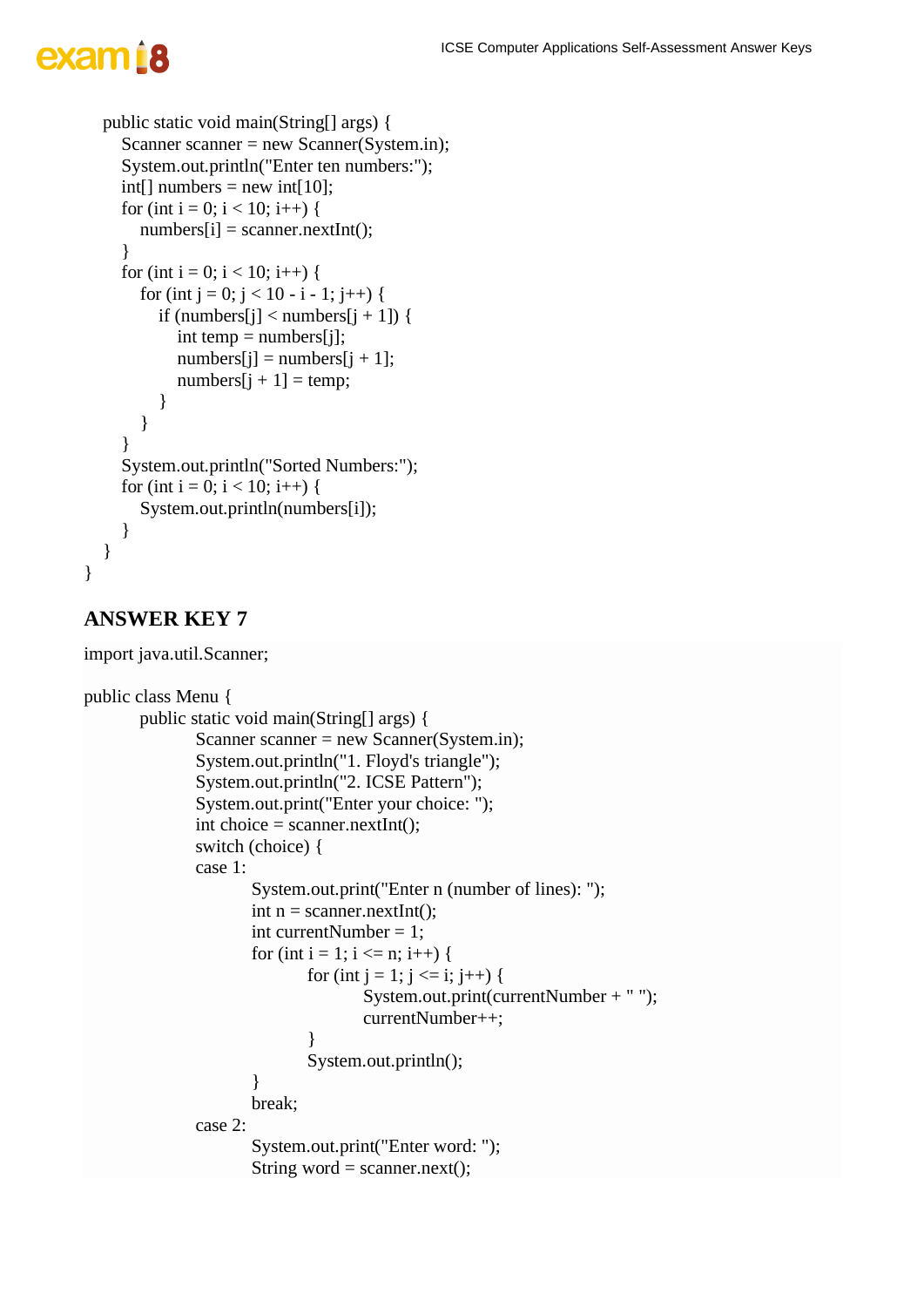```java
    public static void main(String[] args) {
        Scanner scanner = new Scanner(System.in);
        System.out.println("Enter ten numbers:");
        int[] numbers = new int[10];
        for (int i = 0; i < 10; i++) {
            numbers[i] = scanner.nextInt();
        }
        for (int i = 0; i < 10; i++) {
            for (int j = 0; j < 10 - i - 1; j++) {
                if (numbers[j] < numbers[j + 1]) {
                    int temp = numbers[j];
                    numbers[j] = numbers[j + 1];
                    numbers[j + 1] = temp;
                }
            }
        }
        System.out.println("Sorted Numbers:");
        for (int i = 0; i < 10; i++) {
            System.out.println(numbers[i]);
        }
    }
}
```

## ANSWER KEY 7

```java
import java.util.Scanner;

public class Menu {
        public static void main(String[] args) {
                Scanner scanner = new Scanner(System.in);
                System.out.println("1. Floyd's triangle");
                System.out.println("2. ICSE Pattern");
                System.out.print("Enter your choice: ");
                int choice = scanner.nextInt();
                switch (choice) {
                case 1:
                        System.out.print("Enter n (number of lines): ");
                        int n = scanner.nextInt();
                        int currentNumber = 1;
                        for (int i = 1; i <= n; i++) {
                                for (int j = 1; j <= i; j++) {
                                        System.out.print(currentNumber + " ");
                                        currentNumber++;
                                }
                                System.out.println();
                        }
                        break;
                case 2:
                        System.out.print("Enter word: ");
                        String word = scanner.next();
```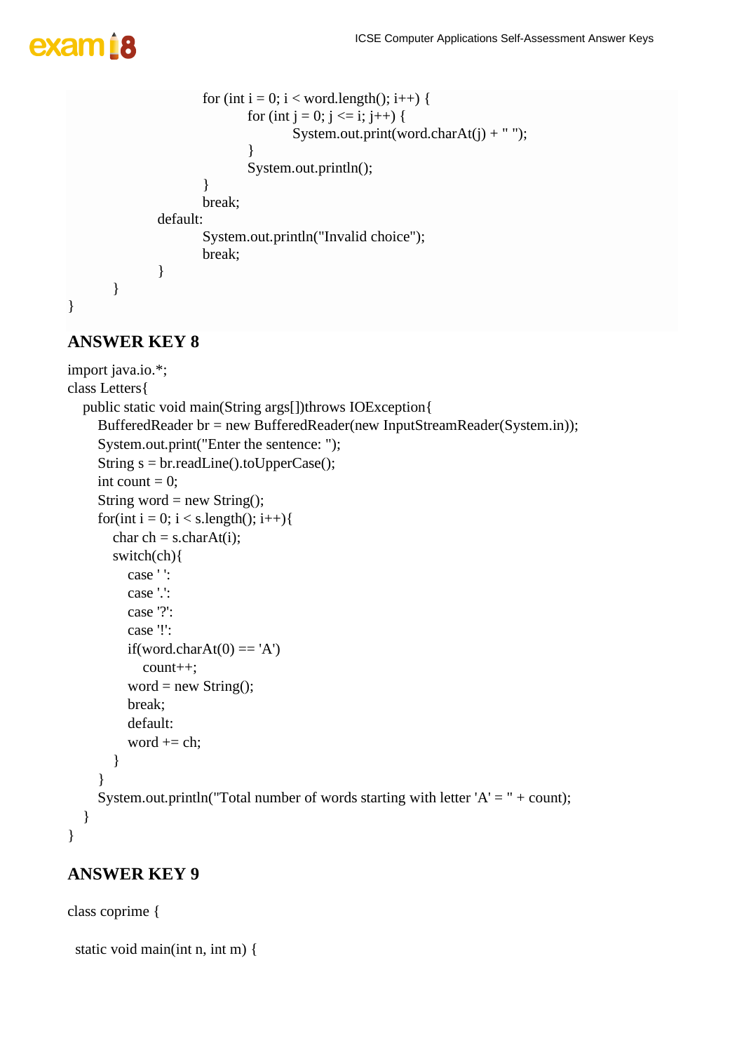```
                for (int i = 0; i < word.length(); i++) {
                    for (int j = 0; j <= i; j++) {
                        System.out.print(word.charAt(j) + " ");
                    }
                    System.out.println();
                }
                break;
            default:
                System.out.println("Invalid choice");
                break;
            }
        }
}
```

## ANSWER KEY 8

```
import java.io.*;
class Letters{
   public static void main(String args[])throws IOException{
      BufferedReader br = new BufferedReader(new InputStreamReader(System.in));
      System.out.print("Enter the sentence: ");
      String s = br.readLine().toUpperCase();
      int count = 0;
      String word = new String();
      for(int i = 0; i < s.length(); i++){
         char ch = s.charAt(i);
         switch(ch){
            case ' ':
            case '.':
            case '?':
            case '!':
            if(word.charAt(0) == 'A')
               count++;
            word = new String();
            break;
            default:
            word += ch;
         }
      }
      System.out.println("Total number of words starting with letter 'A' = " + count);
   }
}
```

## ANSWER KEY 9

```
class coprime {

  static void main(int n, int m) {
```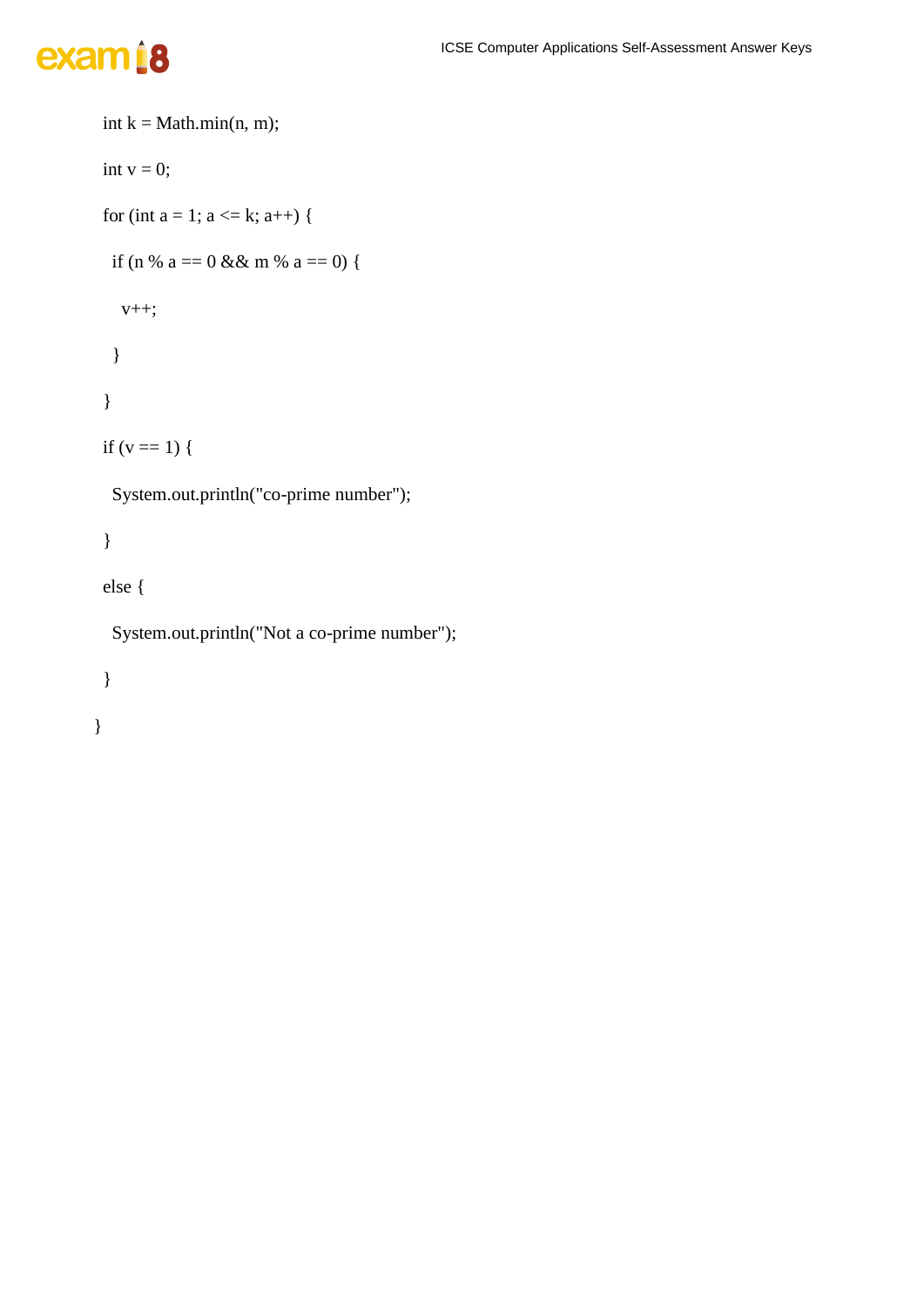```
  int k = Math.min(n, m);
  int v = 0;
  for (int a = 1; a <= k; a++) {
    if (n % a == 0 && m % a == 0) {
      v++;
    }
  }
  if (v == 1) {
    System.out.println("co-prime number");
  }
  else {
    System.out.println("Not a co-prime number");
  }
}
```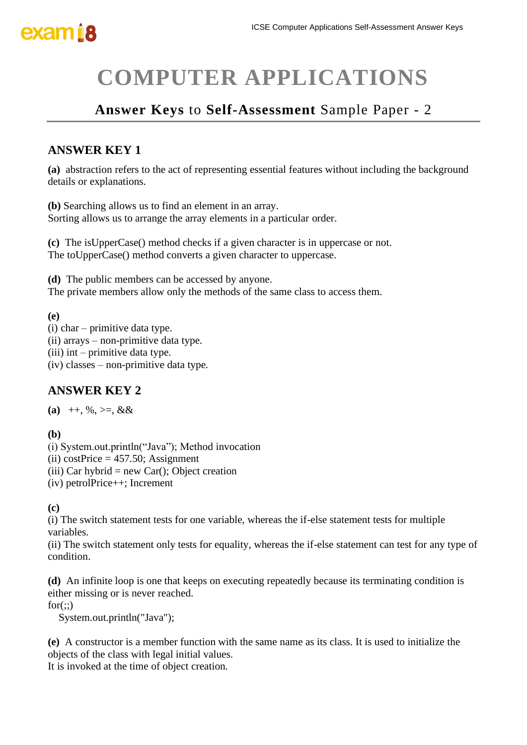# COMPUTER APPLICATIONS

## **Answer Keys** to **Self-Assessment** Sample Paper - 2

### ANSWER KEY 1

**(a)** abstraction refers to the act of representing essential features without including the background details or explanations.

**(b)** Searching allows us to find an element in an array.
Sorting allows us to arrange the array elements in a particular order.

**(c)** The isUpperCase() method checks if a given character is in uppercase or not.
The toUpperCase() method converts a given character to uppercase.

**(d)** The public members can be accessed by anyone.
The private members allow only the methods of the same class to access them.

**(e)**
(i) char – primitive data type.
(ii) arrays – non-primitive data type.
(iii) int – primitive data type.
(iv) classes – non-primitive data type.

### ANSWER KEY 2

**(a)** ++, %, >=, &&

**(b)**
(i) System.out.println("Java"); Method invocation
(ii) costPrice = 457.50; Assignment
(iii) Car hybrid = new Car(); Object creation
(iv) petrolPrice++; Increment

**(c)**
(i) The switch statement tests for one variable, whereas the if-else statement tests for multiple variables.
(ii) The switch statement only tests for equality, whereas the if-else statement can test for any type of condition.

**(d)** An infinite loop is one that keeps on executing repeatedly because its terminating condition is either missing or is never reached.

```
for(;;)
   System.out.println("Java");
```

**(e)** A constructor is a member function with the same name as its class. It is used to initialize the objects of the class with legal initial values.
It is invoked at the time of object creation.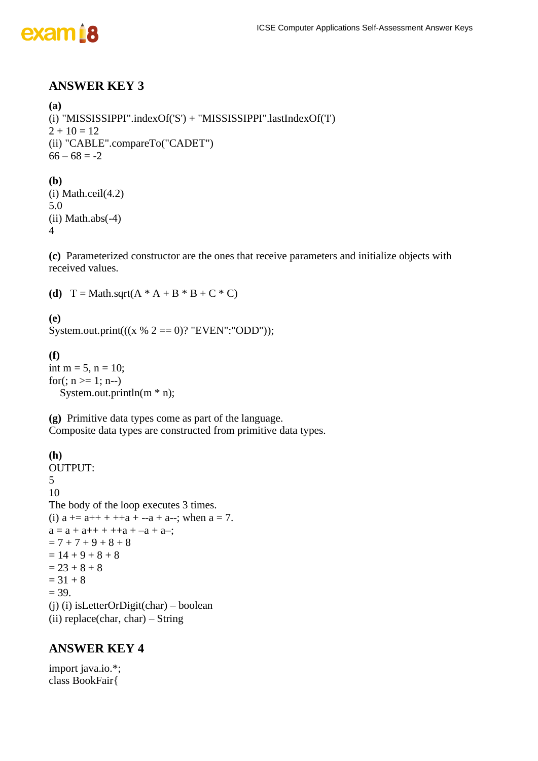## ANSWER KEY 3

**(a)**
(i) "MISSISSIPPI".indexOf('S') + "MISSISSIPPI".lastIndexOf('I')
2 + 10 = 12
(ii) "CABLE".compareTo("CADET")
66 – 68 = -2

**(b)**
(i) Math.ceil(4.2)
5.0
(ii) Math.abs(-4)
4

**(c)** Parameterized constructor are the ones that receive parameters and initialize objects with received values.

**(d)** T = Math.sqrt(A * A + B * B + C * C)

**(e)**
System.out.print(((x % 2 == 0)? "EVEN":"ODD"));

**(f)**

```
int m = 5, n = 10;
for(; n >= 1; n--)
   System.out.println(m * n);
```

**(g)** Primitive data types come as part of the language.
Composite data types are constructed from primitive data types.

**(h)**
OUTPUT:
5
10
The body of the loop executes 3 times.
(i) a += a++ + ++a + --a + a--; when a = 7.
a = a + a++ + ++a + –a + a–;
= 7 + 7 + 9 + 8 + 8
= 14 + 9 + 8 + 8
= 23 + 8 + 8
= 31 + 8
= 39.
(j) (i) isLetterOrDigit(char) – boolean
(ii) replace(char, char) – String

## ANSWER KEY 4

```
import java.io.*;
class BookFair{
```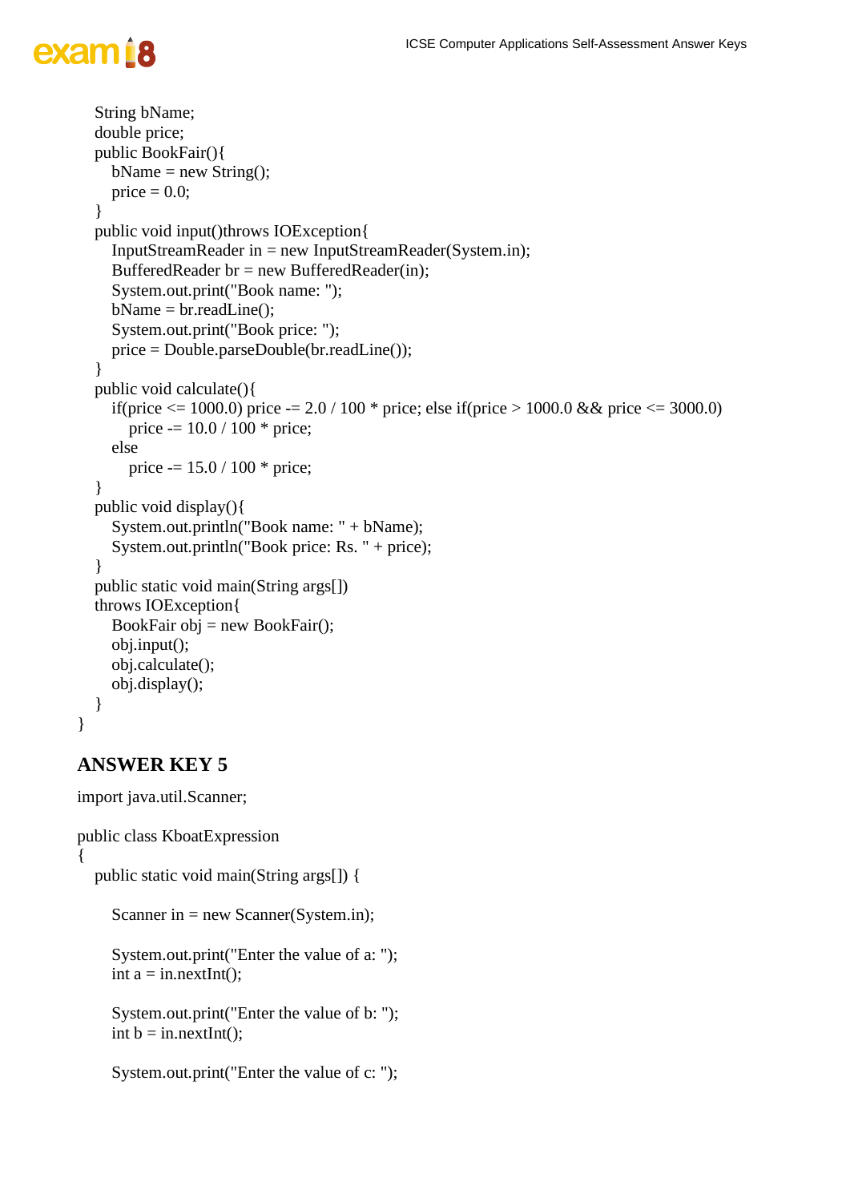```
    String bName;
    double price;
    public BookFair(){
        bName = new String();
        price = 0.0;
    }
    public void input()throws IOException{
        InputStreamReader in = new InputStreamReader(System.in);
        BufferedReader br = new BufferedReader(in);
        System.out.print("Book name: ");
        bName = br.readLine();
        System.out.print("Book price: ");
        price = Double.parseDouble(br.readLine());
    }
    public void calculate(){
        if(price <= 1000.0) price -= 2.0 / 100 * price; else if(price > 1000.0 && price <= 3000.0)
            price -= 10.0 / 100 * price;
        else
            price -= 15.0 / 100 * price;
    }
    public void display(){
        System.out.println("Book name: " + bName);
        System.out.println("Book price: Rs. " + price);
    }
    public static void main(String args[])
    throws IOException{
        BookFair obj = new BookFair();
        obj.input();
        obj.calculate();
        obj.display();
    }
}
```

## ANSWER KEY 5

```
import java.util.Scanner;

public class KboatExpression
{
    public static void main(String args[]) {

        Scanner in = new Scanner(System.in);

        System.out.print("Enter the value of a: ");
        int a = in.nextInt();

        System.out.print("Enter the value of b: ");
        int b = in.nextInt();

        System.out.print("Enter the value of c: ");
```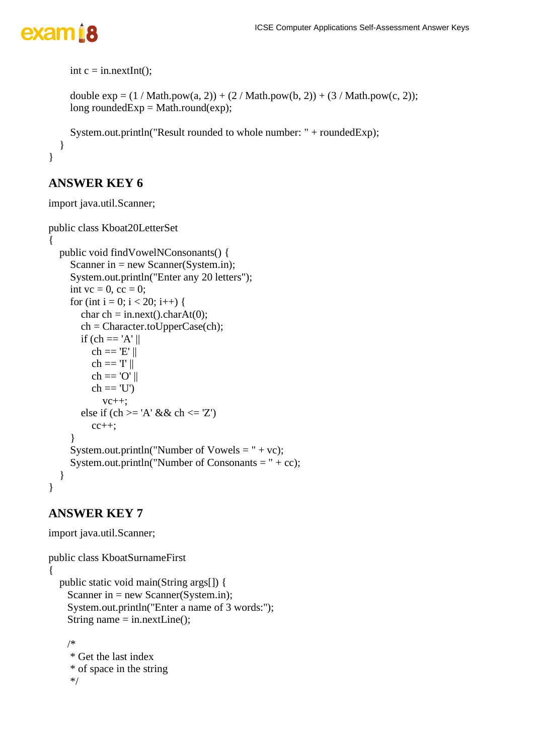```
        int c = in.nextInt();

        double exp = (1 / Math.pow(a, 2)) + (2 / Math.pow(b, 2)) + (3 / Math.pow(c, 2));
        long roundedExp = Math.round(exp);

        System.out.println("Result rounded to whole number: " + roundedExp);
    }
}
```

## ANSWER KEY 6

```
import java.util.Scanner;

public class Kboat20LetterSet
{
    public void findVowelNConsonants() {
        Scanner in = new Scanner(System.in);
        System.out.println("Enter any 20 letters");
        int vc = 0, cc = 0;
        for (int i = 0; i < 20; i++) {
            char ch = in.next().charAt(0);
            ch = Character.toUpperCase(ch);
            if (ch == 'A' ||
                ch == 'E' ||
                ch == 'I' ||
                ch == 'O' ||
                ch == 'U')
                    vc++;
            else if (ch >= 'A' && ch <= 'Z')
                cc++;
        }
        System.out.println("Number of Vowels = " + vc);
        System.out.println("Number of Consonants = " + cc);
    }
}
```

## ANSWER KEY 7

```
import java.util.Scanner;

public class KboatSurnameFirst
{
    public static void main(String args[]) {
       Scanner in = new Scanner(System.in);
       System.out.println("Enter a name of 3 words:");
       String name = in.nextLine();

       /*
        * Get the last index
        * of space in the string
        */
```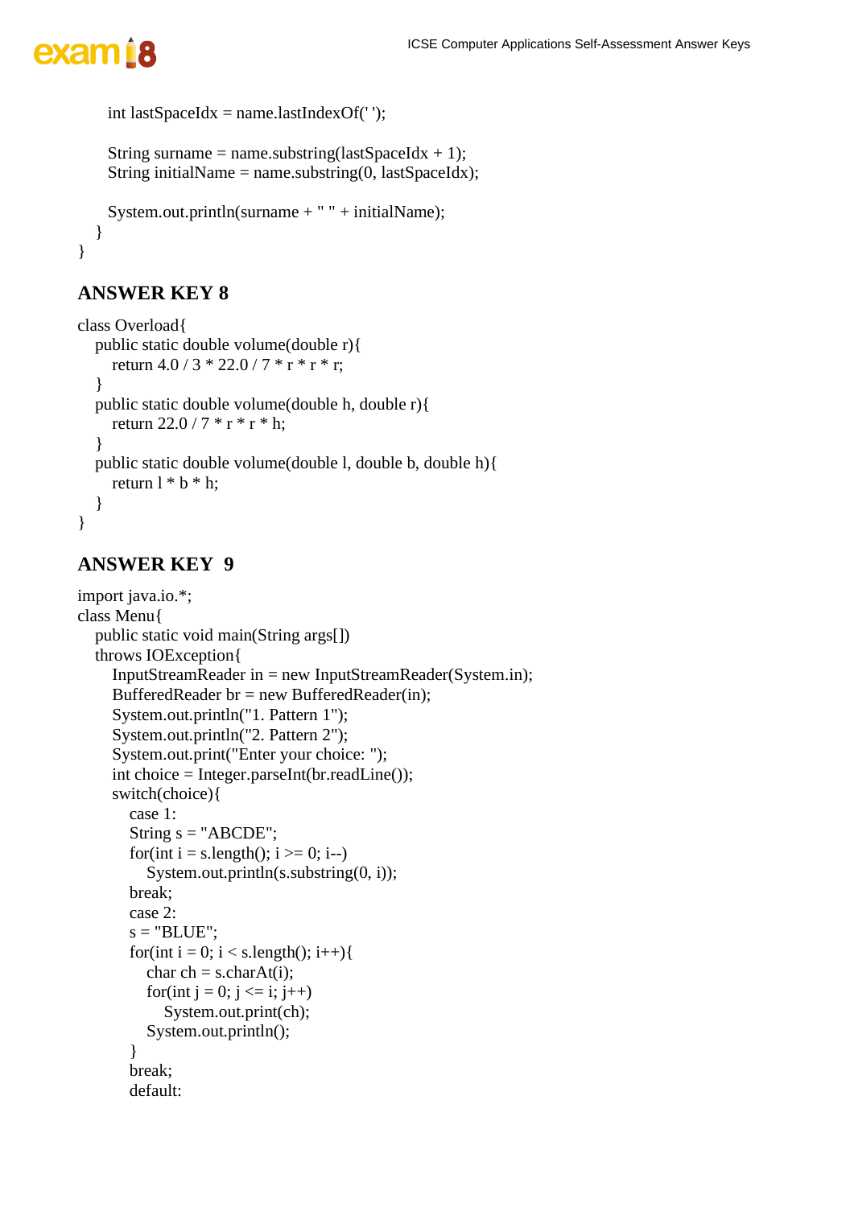```
        int lastSpaceIdx = name.lastIndexOf(' ');

        String surname = name.substring(lastSpaceIdx + 1);
        String initialName = name.substring(0, lastSpaceIdx);

        System.out.println(surname + " " + initialName);
    }
}
```

## ANSWER KEY 8

```
class Overload{
    public static double volume(double r){
        return 4.0 / 3 * 22.0 / 7 * r * r * r;
    }
    public static double volume(double h, double r){
        return 22.0 / 7 * r * r * h;
    }
    public static double volume(double l, double b, double h){
        return l * b * h;
    }
}
```

## ANSWER KEY 9

```
import java.io.*;
class Menu{
    public static void main(String args[])
    throws IOException{
        InputStreamReader in = new InputStreamReader(System.in);
        BufferedReader br = new BufferedReader(in);
        System.out.println("1. Pattern 1");
        System.out.println("2. Pattern 2");
        System.out.print("Enter your choice: ");
        int choice = Integer.parseInt(br.readLine());
        switch(choice){
            case 1:
            String s = "ABCDE";
            for(int i = s.length(); i >= 0; i--)
                System.out.println(s.substring(0, i));
            break;
            case 2:
            s = "BLUE";
            for(int i = 0; i < s.length(); i++){
                char ch = s.charAt(i);
                for(int j = 0; j <= i; j++)
                    System.out.print(ch);
                System.out.println();
            }
            break;
            default:
```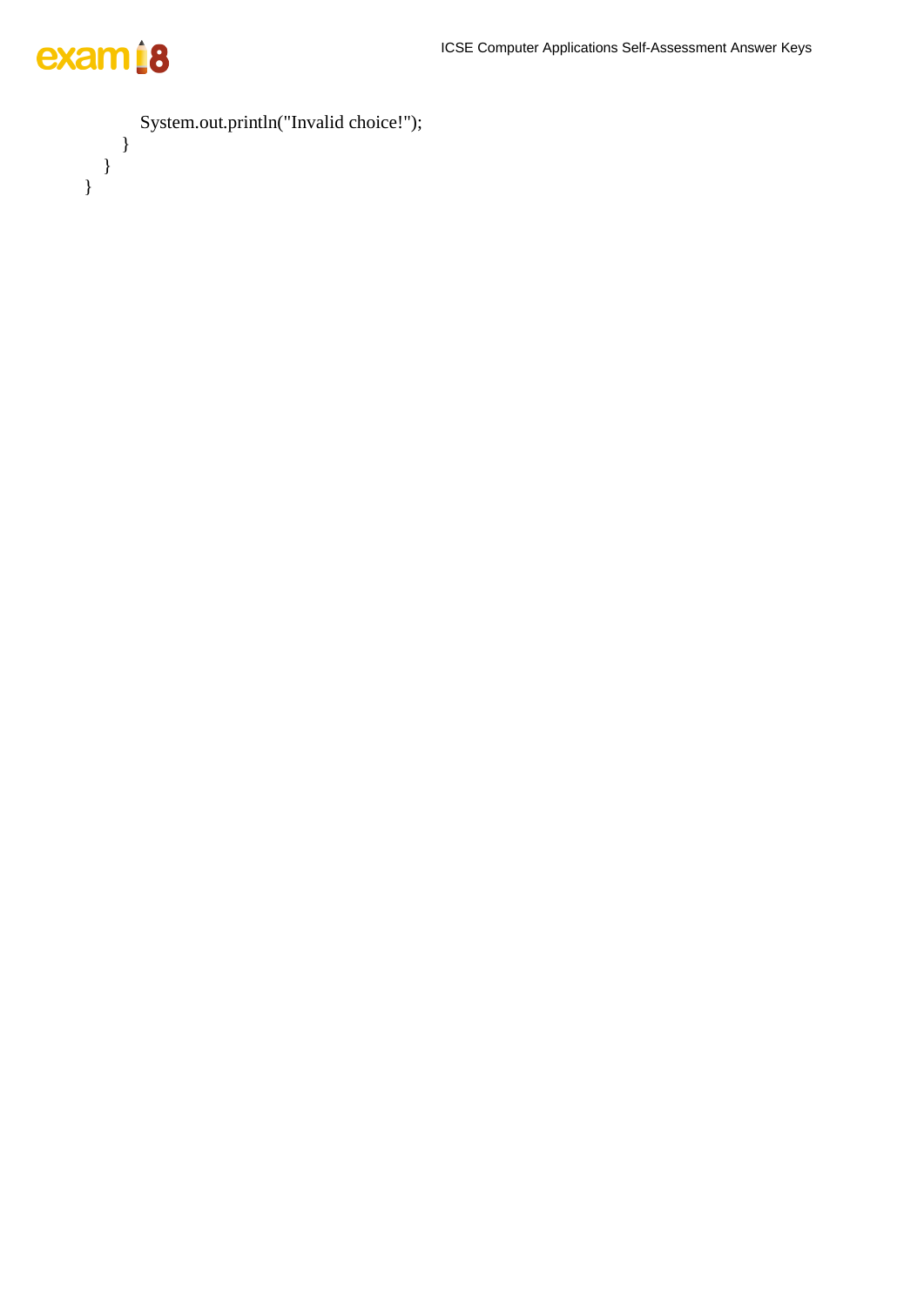```
            System.out.println("Invalid choice!");
        }
    }
}
```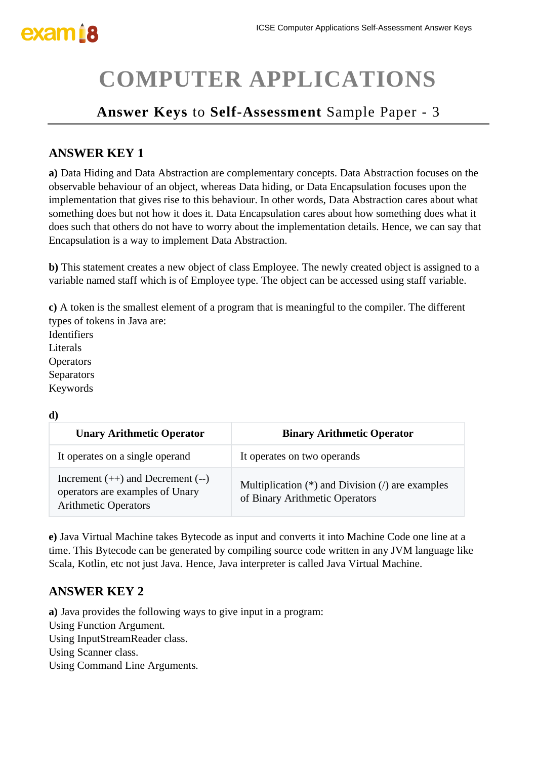# COMPUTER APPLICATIONS

## **Answer Keys** to **Self-Assessment** Sample Paper - 3

### ANSWER KEY 1

**a)** Data Hiding and Data Abstraction are complementary concepts. Data Abstraction focuses on the observable behaviour of an object, whereas Data hiding, or Data Encapsulation focuses upon the implementation that gives rise to this behaviour. In other words, Data Abstraction cares about what something does but not how it does it. Data Encapsulation cares about how something does what it does such that others do not have to worry about the implementation details. Hence, we can say that Encapsulation is a way to implement Data Abstraction.

**b)** This statement creates a new object of class Employee. The newly created object is assigned to a variable named staff which is of Employee type. The object can be accessed using staff variable.

**c)** A token is the smallest element of a program that is meaningful to the compiler. The different types of tokens in Java are:
Identifiers
Literals
Operators
Separators
Keywords

**d)**

| Unary Arithmetic Operator | Binary Arithmetic Operator |
|---|---|
| It operates on a single operand | It operates on two operands |
| Increment (++) and Decrement (--) operators are examples of Unary Arithmetic Operators | Multiplication (*) and Division (/) are examples of Binary Arithmetic Operators |

**e)** Java Virtual Machine takes Bytecode as input and converts it into Machine Code one line at a time. This Bytecode can be generated by compiling source code written in any JVM language like Scala, Kotlin, etc not just Java. Hence, Java interpreter is called Java Virtual Machine.

### ANSWER KEY 2

**a)** Java provides the following ways to give input in a program:
Using Function Argument.
Using InputStreamReader class.
Using Scanner class.
Using Command Line Arguments.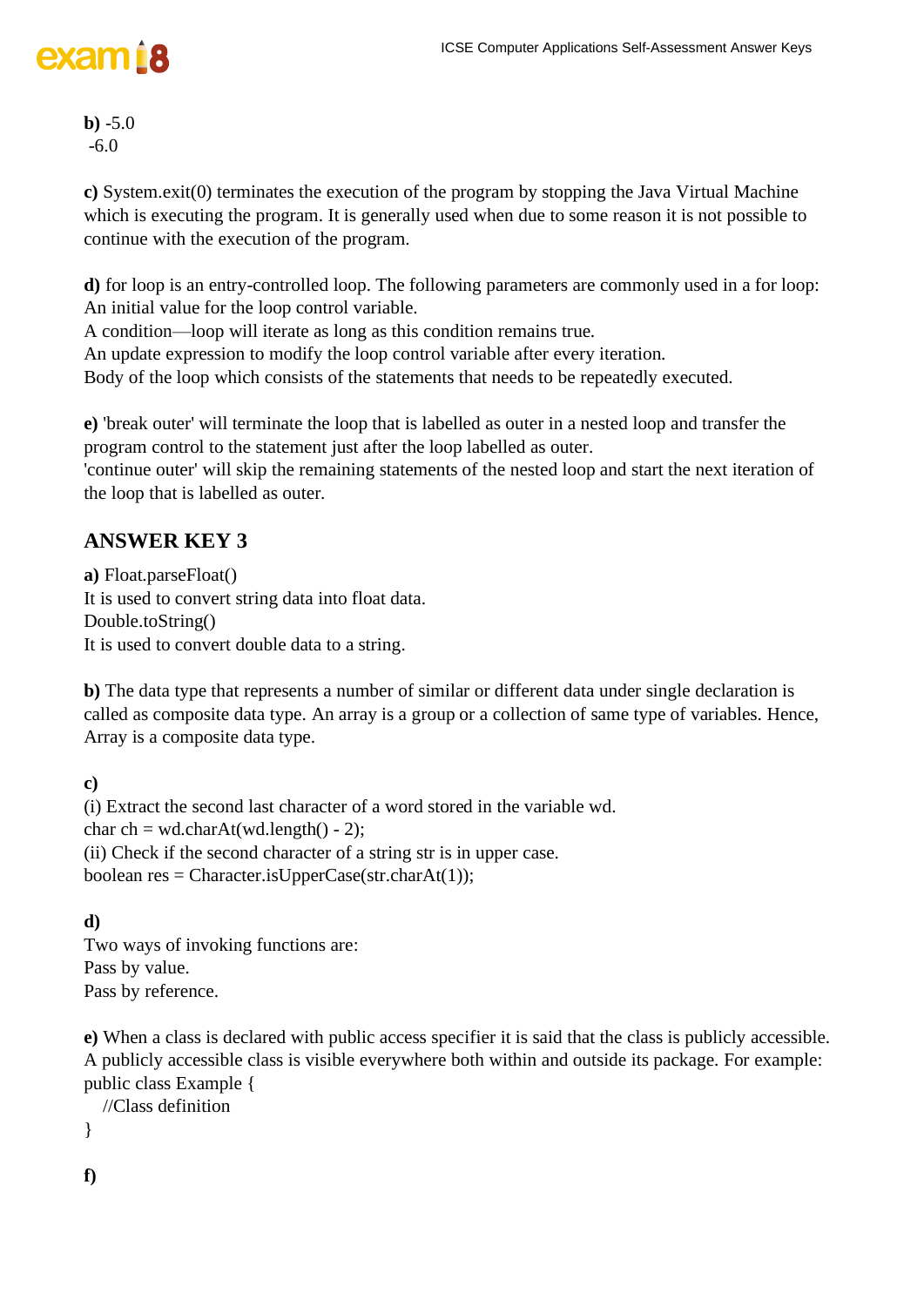**b)** -5.0
 -6.0

**c)** System.exit(0) terminates the execution of the program by stopping the Java Virtual Machine which is executing the program. It is generally used when due to some reason it is not possible to continue with the execution of the program.

**d)** for loop is an entry-controlled loop. The following parameters are commonly used in a for loop:
An initial value for the loop control variable.
A condition—loop will iterate as long as this condition remains true.
An update expression to modify the loop control variable after every iteration.
Body of the loop which consists of the statements that needs to be repeatedly executed.

**e)** 'break outer' will terminate the loop that is labelled as outer in a nested loop and transfer the program control to the statement just after the loop labelled as outer.
'continue outer' will skip the remaining statements of the nested loop and start the next iteration of the loop that is labelled as outer.

## ANSWER KEY 3

**a)** Float.parseFloat()
It is used to convert string data into float data.
Double.toString()
It is used to convert double data to a string.

**b)** The data type that represents a number of similar or different data under single declaration is called as composite data type. An array is a group or a collection of same type of variables. Hence, Array is a composite data type.

**c)**
(i) Extract the second last character of a word stored in the variable wd.
char ch = wd.charAt(wd.length() - 2);
(ii) Check if the second character of a string str is in upper case.
boolean res = Character.isUpperCase(str.charAt(1));

**d)**
Two ways of invoking functions are:
Pass by value.
Pass by reference.

**e)** When a class is declared with public access specifier it is said that the class is publicly accessible. A publicly accessible class is visible everywhere both within and outside its package. For example:

```
public class Example {
   //Class definition
}
```

**f)**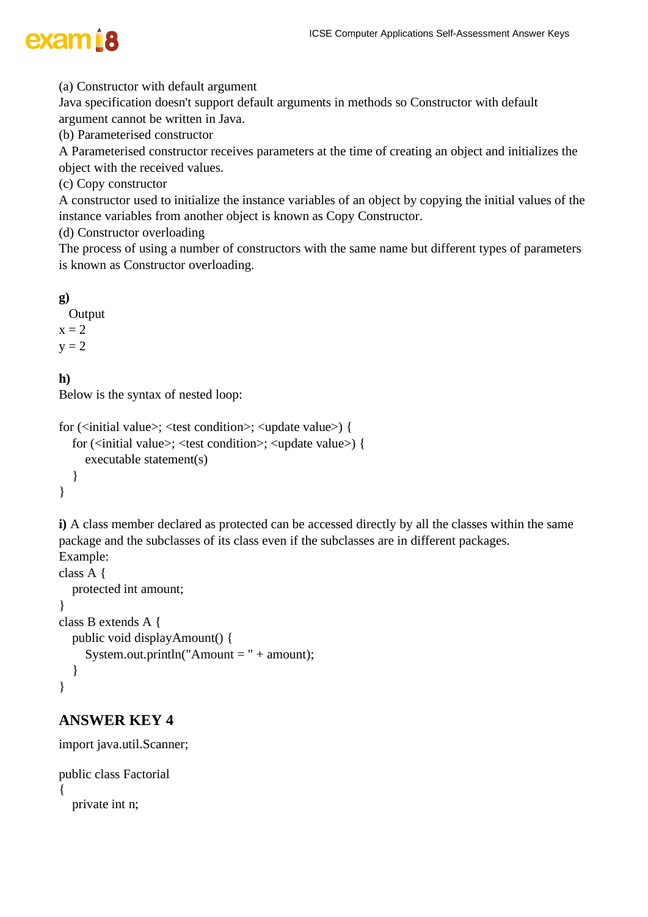(a) Constructor with default argument
Java specification doesn't support default arguments in methods so Constructor with default argument cannot be written in Java.
(b) Parameterised constructor
A Parameterised constructor receives parameters at the time of creating an object and initializes the object with the received values.
(c) Copy constructor
A constructor used to initialize the instance variables of an object by copying the initial values of the instance variables from another object is known as Copy Constructor.
(d) Constructor overloading
The process of using a number of constructors with the same name but different types of parameters is known as Constructor overloading.

**g)**
Output
x = 2
y = 2

**h)**
Below is the syntax of nested loop:

```
for (<initial value>; <test condition>; <update value>) {
   for (<initial value>; <test condition>; <update value>) {
      executable statement(s)
   }
}
```

**i)** A class member declared as protected can be accessed directly by all the classes within the same package and the subclasses of its class even if the subclasses are in different packages.
Example:

```
class A {
   protected int amount;
}
class B extends A {
   public void displayAmount() {
      System.out.println("Amount = " + amount);
   }
}
```

## ANSWER KEY 4

```
import java.util.Scanner;

public class Factorial
{
   private int n;
```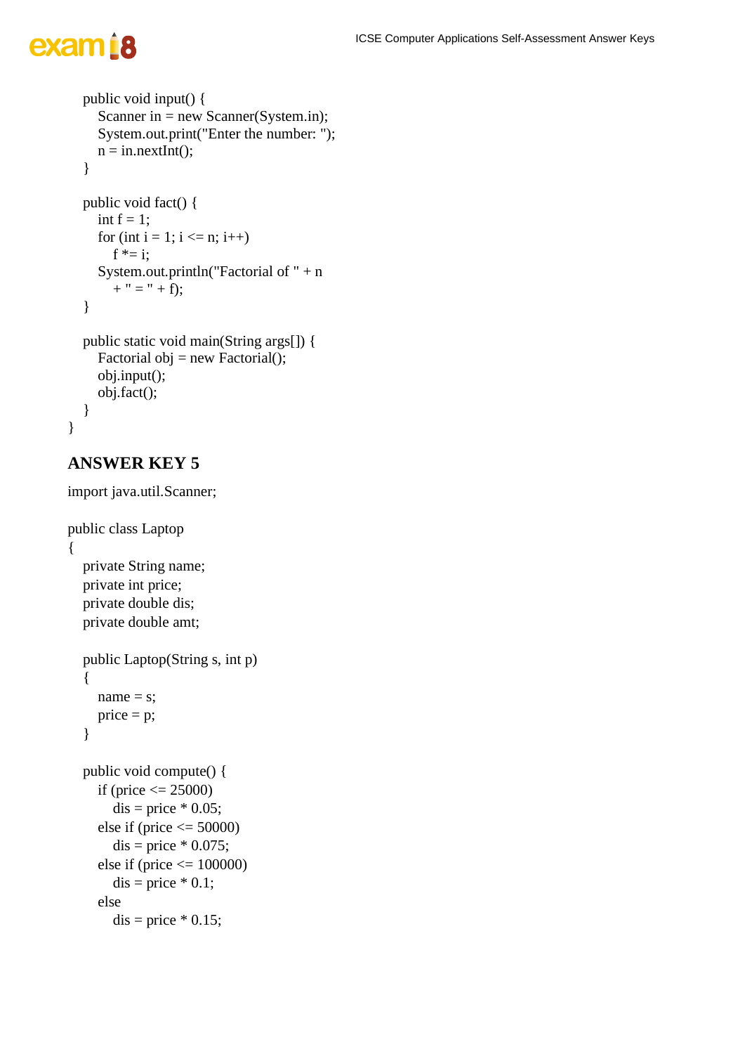```
    public void input() {
        Scanner in = new Scanner(System.in);
        System.out.print("Enter the number: ");
        n = in.nextInt();
    }

    public void fact() {
        int f = 1;
        for (int i = 1; i <= n; i++)
            f *= i;
        System.out.println("Factorial of " + n
            + " = " + f);
    }

    public static void main(String args[]) {
        Factorial obj = new Factorial();
        obj.input();
        obj.fact();
    }
}
```

## ANSWER KEY 5

```
import java.util.Scanner;

public class Laptop
{
    private String name;
    private int price;
    private double dis;
    private double amt;

    public Laptop(String s, int p)
    {
        name = s;
        price = p;
    }

    public void compute() {
        if (price <= 25000)
            dis = price * 0.05;
        else if (price <= 50000)
            dis = price * 0.075;
        else if (price <= 100000)
            dis = price * 0.1;
        else
            dis = price * 0.15;
```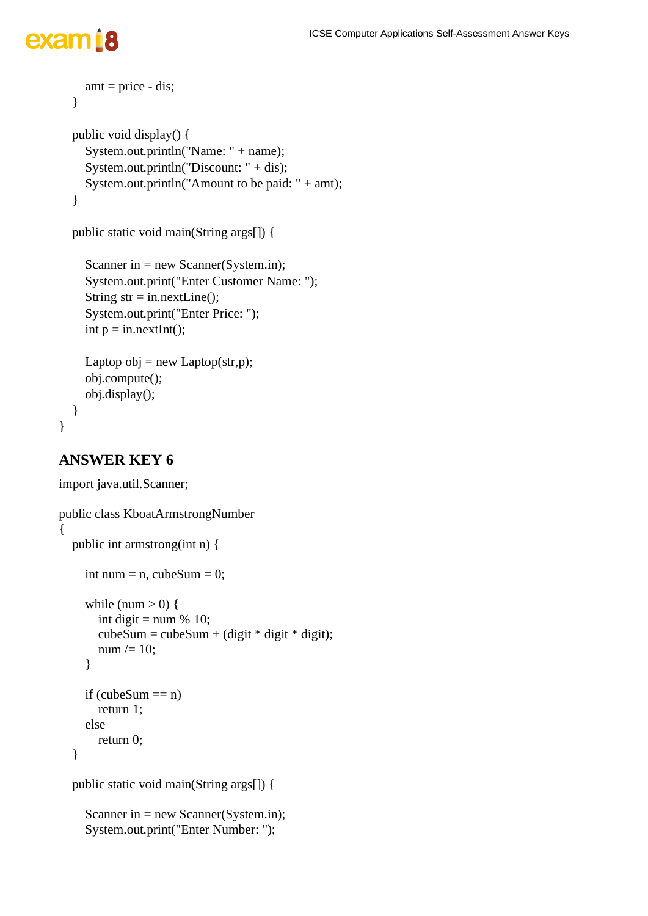```
        amt = price - dis;
    }

    public void display() {
        System.out.println("Name: " + name);
        System.out.println("Discount: " + dis);
        System.out.println("Amount to be paid: " + amt);
    }

    public static void main(String args[]) {

        Scanner in = new Scanner(System.in);
        System.out.print("Enter Customer Name: ");
        String str = in.nextLine();
        System.out.print("Enter Price: ");
        int p = in.nextInt();

        Laptop obj = new Laptop(str,p);
        obj.compute();
        obj.display();
    }
}
```

## ANSWER KEY 6

```
import java.util.Scanner;

public class KboatArmstrongNumber
{
    public int armstrong(int n) {

        int num = n, cubeSum = 0;

        while (num > 0) {
            int digit = num % 10;
            cubeSum = cubeSum + (digit * digit * digit);
            num /= 10;
        }

        if (cubeSum == n)
            return 1;
        else
            return 0;
    }

    public static void main(String args[]) {

        Scanner in = new Scanner(System.in);
        System.out.print("Enter Number: ");
```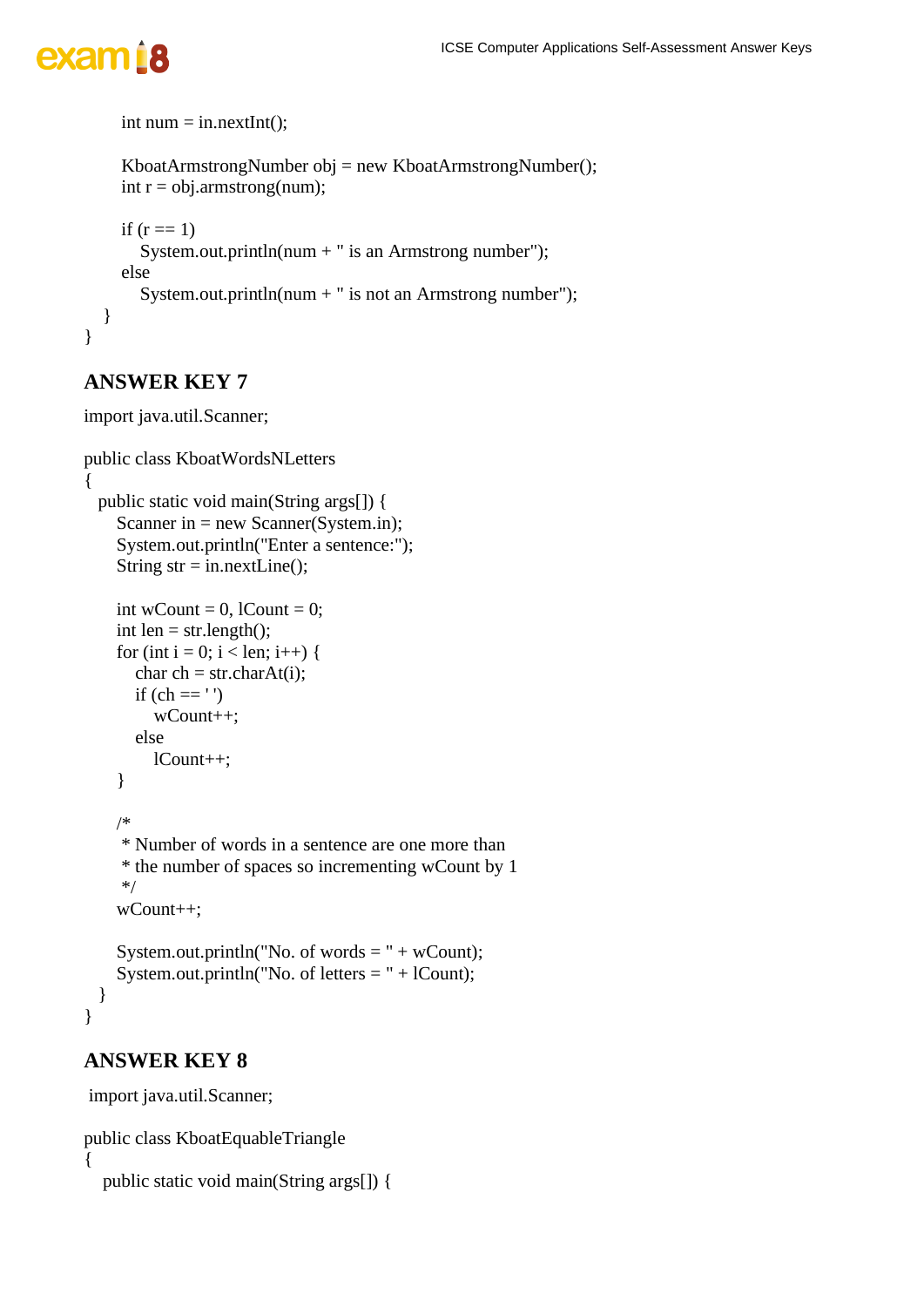```
        int num = in.nextInt();

        KboatArmstrongNumber obj = new KboatArmstrongNumber();
        int r = obj.armstrong(num);

        if (r == 1)
            System.out.println(num + " is an Armstrong number");
        else
            System.out.println(num + " is not an Armstrong number");
    }
}
```

## ANSWER KEY 7

```
import java.util.Scanner;

public class KboatWordsNLetters
{
  public static void main(String args[]) {
      Scanner in = new Scanner(System.in);
      System.out.println("Enter a sentence:");
      String str = in.nextLine();

      int wCount = 0, lCount = 0;
      int len = str.length();
      for (int i = 0; i < len; i++) {
          char ch = str.charAt(i);
          if (ch == ' ')
              wCount++;
          else
              lCount++;
      }

      /*
       * Number of words in a sentence are one more than
       * the number of spaces so incrementing wCount by 1
       */
      wCount++;

      System.out.println("No. of words = " + wCount);
      System.out.println("No. of letters = " + lCount);
  }
}
```

## ANSWER KEY 8

```
import java.util.Scanner;

public class KboatEquableTriangle
{
   public static void main(String args[]) {
```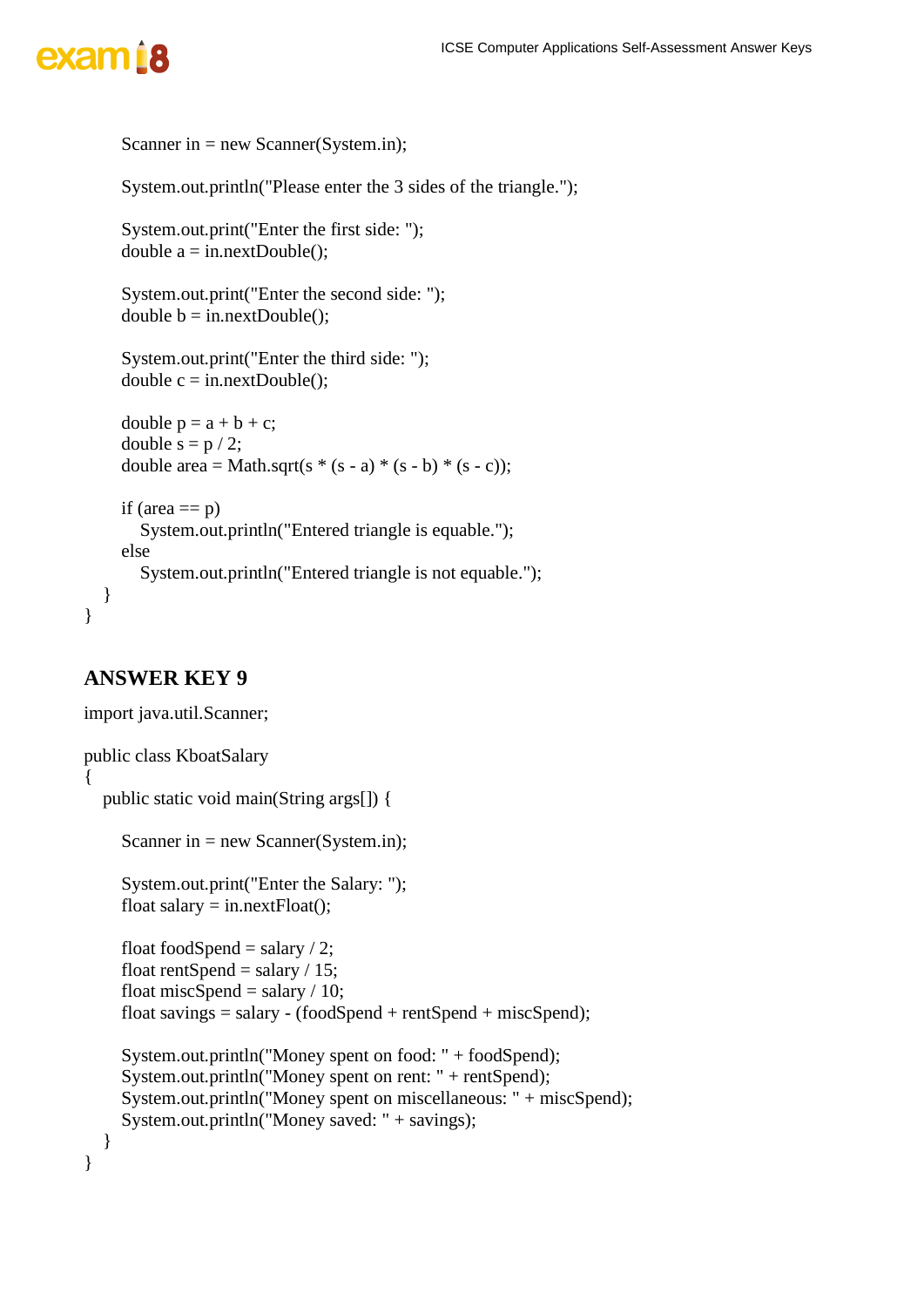```
        Scanner in = new Scanner(System.in);

        System.out.println("Please enter the 3 sides of the triangle.");

        System.out.print("Enter the first side: ");
        double a = in.nextDouble();

        System.out.print("Enter the second side: ");
        double b = in.nextDouble();

        System.out.print("Enter the third side: ");
        double c = in.nextDouble();

        double p = a + b + c;
        double s = p / 2;
        double area = Math.sqrt(s * (s - a) * (s - b) * (s - c));

        if (area == p)
            System.out.println("Entered triangle is equable.");
        else
            System.out.println("Entered triangle is not equable.");
    }
}
```

## ANSWER KEY 9

```
import java.util.Scanner;

public class KboatSalary
{
    public static void main(String args[]) {

        Scanner in = new Scanner(System.in);

        System.out.print("Enter the Salary: ");
        float salary = in.nextFloat();

        float foodSpend = salary / 2;
        float rentSpend = salary / 15;
        float miscSpend = salary / 10;
        float savings = salary - (foodSpend + rentSpend + miscSpend);

        System.out.println("Money spent on food: " + foodSpend);
        System.out.println("Money spent on rent: " + rentSpend);
        System.out.println("Money spent on miscellaneous: " + miscSpend);
        System.out.println("Money saved: " + savings);
    }
}
```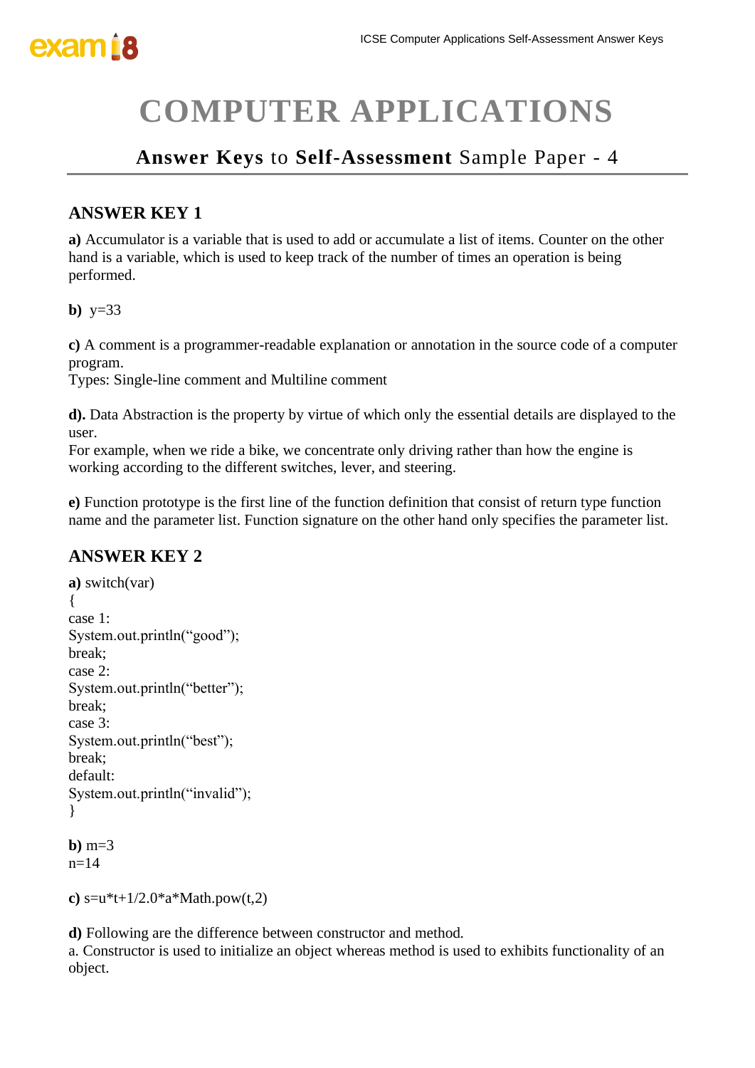# COMPUTER APPLICATIONS

## **Answer Keys** to **Self-Assessment** Sample Paper - 4

### ANSWER KEY 1

**a)** Accumulator is a variable that is used to add or accumulate a list of items. Counter on the other hand is a variable, which is used to keep track of the number of times an operation is being performed.

**b)** y=33

**c)** A comment is a programmer-readable explanation or annotation in the source code of a computer program.
Types: Single-line comment and Multiline comment

**d).** Data Abstraction is the property by virtue of which only the essential details are displayed to the user.
For example, when we ride a bike, we concentrate only driving rather than how the engine is working according to the different switches, lever, and steering.

**e)** Function prototype is the first line of the function definition that consist of return type function name and the parameter list. Function signature on the other hand only specifies the parameter list.

### ANSWER KEY 2

**a)**
```
switch(var)
{
case 1:
System.out.println("good");
break;
case 2:
System.out.println("better");
break;
case 3:
System.out.println("best");
break;
default:
System.out.println("invalid");
}
```

**b)** m=3
n=14

**c)** s=u*t+1/2.0*a*Math.pow(t,2)

**d)** Following are the difference between constructor and method.
a. Constructor is used to initialize an object whereas method is used to exhibits functionality of an object.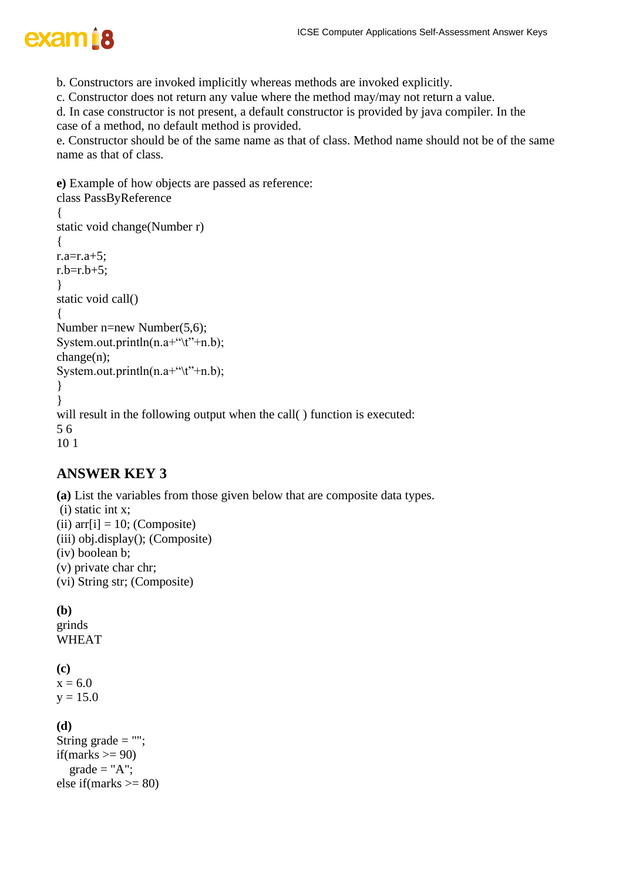b. Constructors are invoked implicitly whereas methods are invoked explicitly.
c. Constructor does not return any value where the method may/may not return a value.
d. In case constructor is not present, a default constructor is provided by java compiler. In the case of a method, no default method is provided.
e. Constructor should be of the same name as that of class. Method name should not be of the same name as that of class.

**e)** Example of how objects are passed as reference:

```
class PassByReference
{
static void change(Number r)
{
r.a=r.a+5;
r.b=r.b+5;
}
static void call()
{
Number n=new Number(5,6);
System.out.println(n.a+"\t"+n.b);
change(n);
System.out.println(n.a+"\t"+n.b);
}
}
```

will result in the following output when the call( ) function is executed:
5 6
10 1

## ANSWER KEY 3

**(a)** List the variables from those given below that are composite data types.
(i) static int x;
(ii) arr[i] = 10; (Composite)
(iii) obj.display(); (Composite)
(iv) boolean b;
(v) private char chr;
(vi) String str; (Composite)

**(b)**
grinds
WHEAT

**(c)**
x = 6.0
y = 15.0

**(d)**

```
String grade = "";
if(marks >= 90)
   grade = "A";
else if(marks >= 80)
```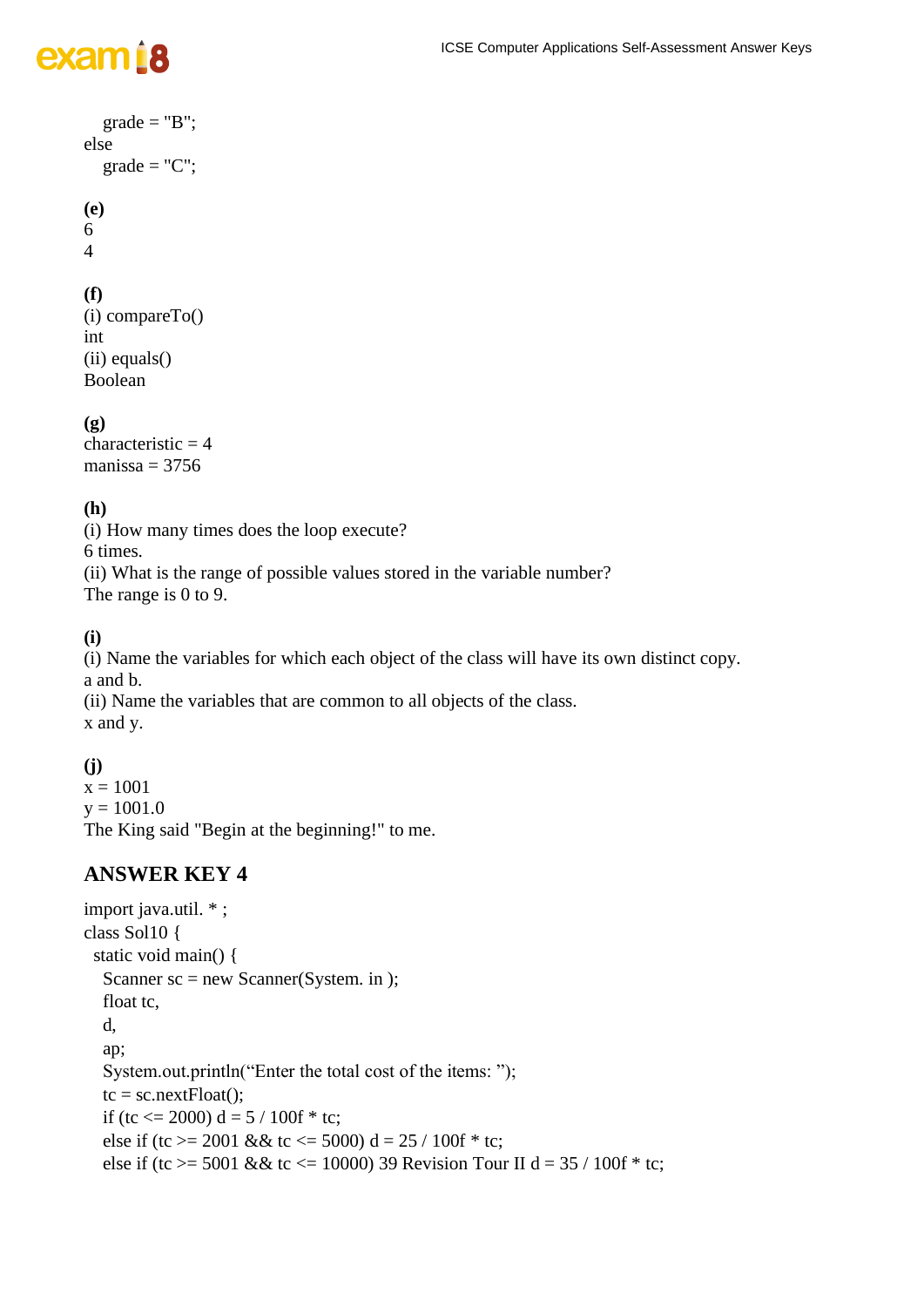```
  grade = "B";
else
  grade = "C";
```

**(e)**
6
4

**(f)**
(i) compareTo()
int
(ii) equals()
Boolean

**(g)**
characteristic = 4
manissa = 3756

**(h)**
(i) How many times does the loop execute?
6 times.
(ii) What is the range of possible values stored in the variable number?
The range is 0 to 9.

**(i)**
(i) Name the variables for which each object of the class will have its own distinct copy.
a and b.
(ii) Name the variables that are common to all objects of the class.
x and y.

**(j)**
x = 1001
y = 1001.0
The King said "Begin at the beginning!" to me.

## ANSWER KEY 4

```
import java.util. * ;
class Sol10 {
 static void main() {
  Scanner sc = new Scanner(System. in );
  float tc,
  d,
  ap;
  System.out.println("Enter the total cost of the items: ");
  tc = sc.nextFloat();
  if (tc <= 2000) d = 5 / 100f * tc;
  else if (tc >= 2001 && tc <= 5000) d = 25 / 100f * tc;
  else if (tc >= 5001 && tc <= 10000) 39 Revision Tour II d = 35 / 100f * tc;
```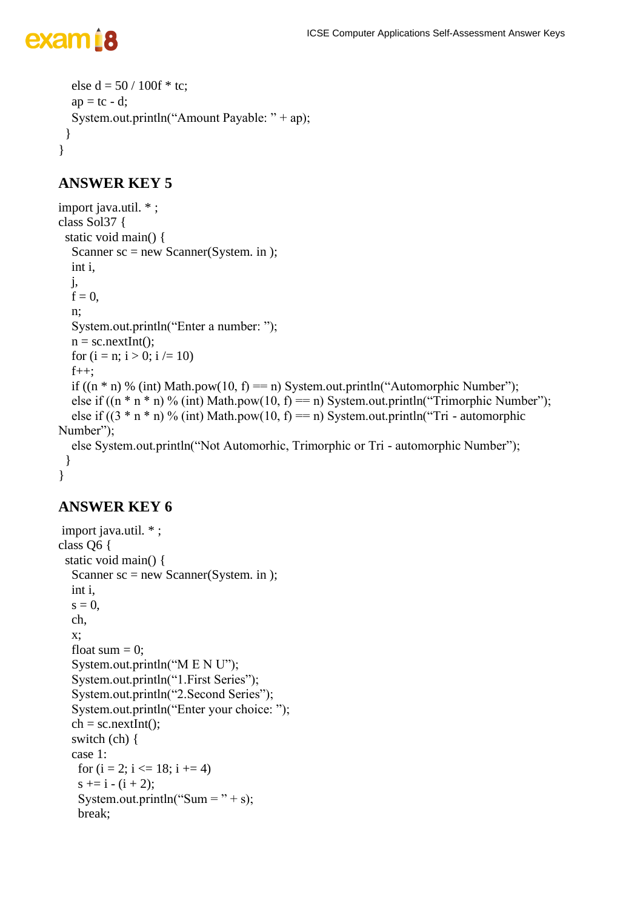```
    else d = 50 / 100f * tc;
    ap = tc - d;
    System.out.println("Amount Payable: " + ap);
  }
}
```

## ANSWER KEY 5

```
import java.util. * ;
class Sol37 {
  static void main() {
    Scanner sc = new Scanner(System. in );
    int i,
    j,
    f = 0,
    n;
    System.out.println("Enter a number: ");
    n = sc.nextInt();
    for (i = n; i > 0; i /= 10)
    f++;
    if ((n * n) % (int) Math.pow(10, f) == n) System.out.println("Automorphic Number");
    else if ((n * n * n) % (int) Math.pow(10, f) == n) System.out.println("Trimorphic Number");
    else if ((3 * n * n) % (int) Math.pow(10, f) == n) System.out.println("Tri - automorphic
Number");
    else System.out.println("Not Automorhic, Trimorphic or Tri - automorphic Number");
  }
}
```

## ANSWER KEY 6

```
 import java.util. * ;
class Q6 {
  static void main() {
    Scanner sc = new Scanner(System. in );
    int i,
    s = 0,
    ch,
    x;
    float sum = 0;
    System.out.println("M E N U");
    System.out.println("1.First Series");
    System.out.println("2.Second Series");
    System.out.println("Enter your choice: ");
    ch = sc.nextInt();
    switch (ch) {
    case 1:
      for (i = 2; i <= 18; i += 4)
      s += i - (i + 2);
      System.out.println("Sum = " + s);
      break;
```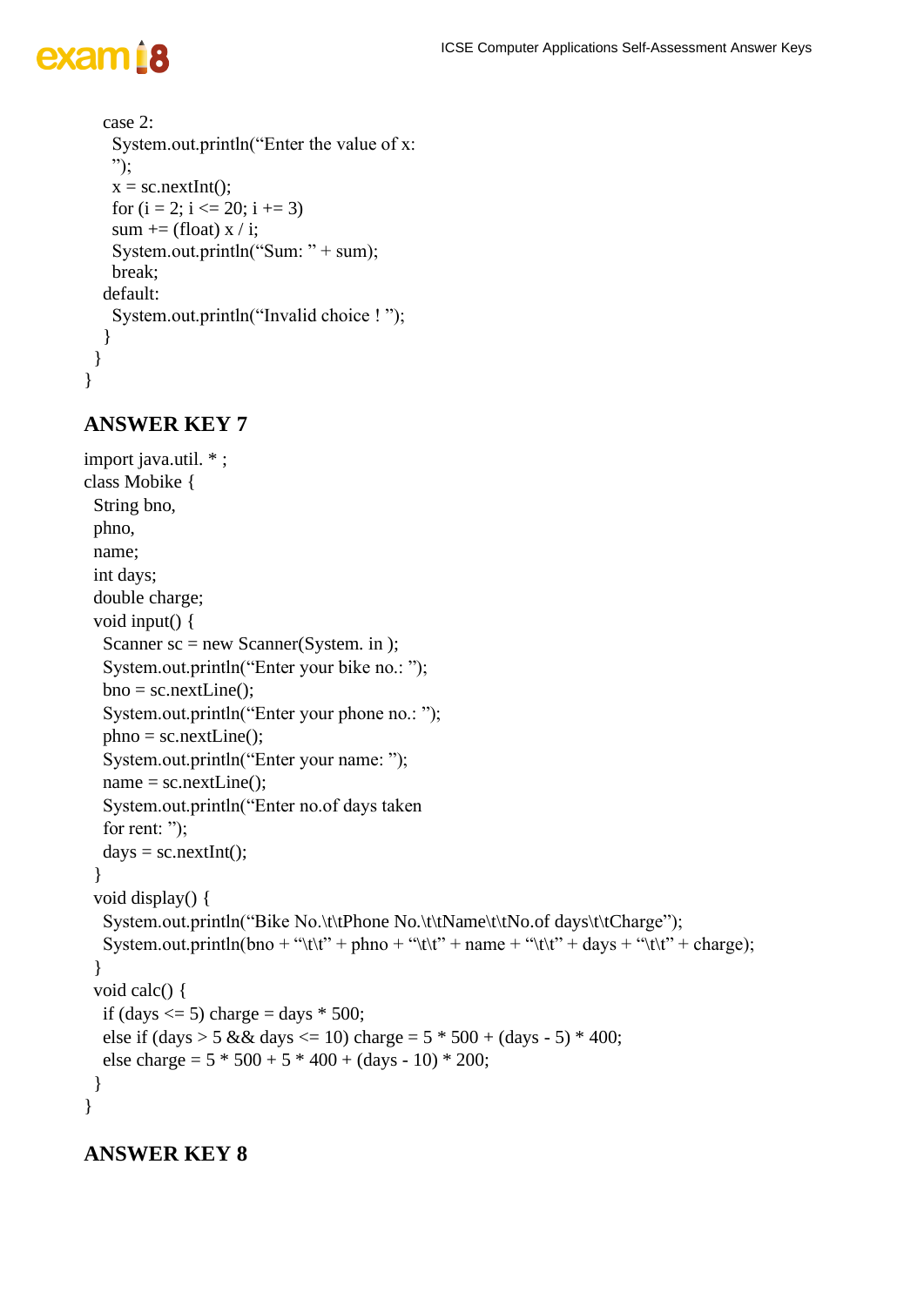```
    case 2:
      System.out.println("Enter the value of x:
      ");
      x = sc.nextInt();
      for (i = 2; i <= 20; i += 3)
      sum += (float) x / i;
      System.out.println("Sum: " + sum);
      break;
    default:
      System.out.println("Invalid choice ! ");
    }
  }
}
```

## ANSWER KEY 7

```
import java.util. * ;
class Mobike {
  String bno,
  phno,
  name;
  int days;
  double charge;
  void input() {
    Scanner sc = new Scanner(System. in );
    System.out.println("Enter your bike no.: ");
    bno = sc.nextLine();
    System.out.println("Enter your phone no.: ");
    phno = sc.nextLine();
    System.out.println("Enter your name: ");
    name = sc.nextLine();
    System.out.println("Enter no.of days taken
    for rent: ");
    days = sc.nextInt();
  }
  void display() {
    System.out.println("Bike No.\t\tPhone No.\t\tName\t\tNo.of days\t\tCharge");
    System.out.println(bno + "\t\t" + phno + "\t\t" + name + "\t\t" + days + "\t\t" + charge);
  }
  void calc() {
    if (days <= 5) charge = days * 500;
    else if (days > 5 && days <= 10) charge = 5 * 500 + (days - 5) * 400;
    else charge = 5 * 500 + 5 * 400 + (days - 10) * 200;
  }
}
```

## ANSWER KEY 8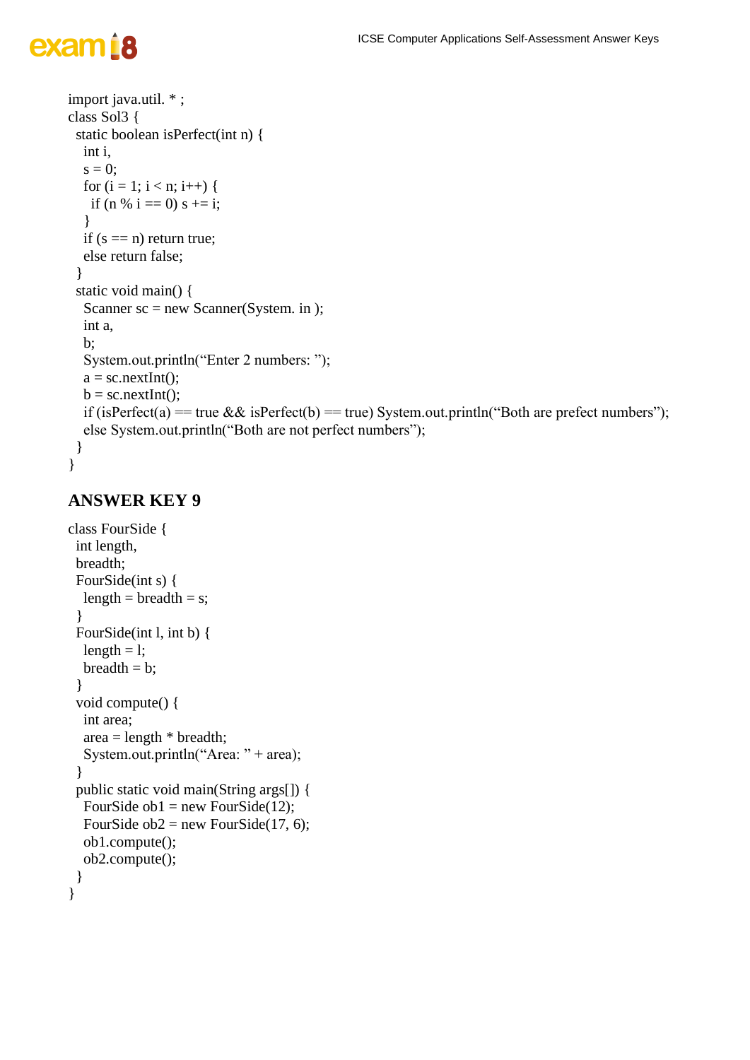```
import java.util. * ;
class Sol3 {
  static boolean isPerfect(int n) {
    int i,
    s = 0;
    for (i = 1; i < n; i++) {
      if (n % i == 0) s += i;
    }
    if (s == n) return true;
    else return false;
  }
  static void main() {
    Scanner sc = new Scanner(System. in );
    int a,
    b;
    System.out.println("Enter 2 numbers: ");
    a = sc.nextInt();
    b = sc.nextInt();
    if (isPerfect(a) == true && isPerfect(b) == true) System.out.println("Both are prefect numbers");
    else System.out.println("Both are not perfect numbers");
  }
}
```

## ANSWER KEY 9

```
class FourSide {
  int length,
  breadth;
  FourSide(int s) {
    length = breadth = s;
  }
  FourSide(int l, int b) {
    length = l;
    breadth = b;
  }
  void compute() {
    int area;
    area = length * breadth;
    System.out.println("Area: " + area);
  }
  public static void main(String args[]) {
    FourSide ob1 = new FourSide(12);
    FourSide ob2 = new FourSide(17, 6);
    ob1.compute();
    ob2.compute();
  }
}
```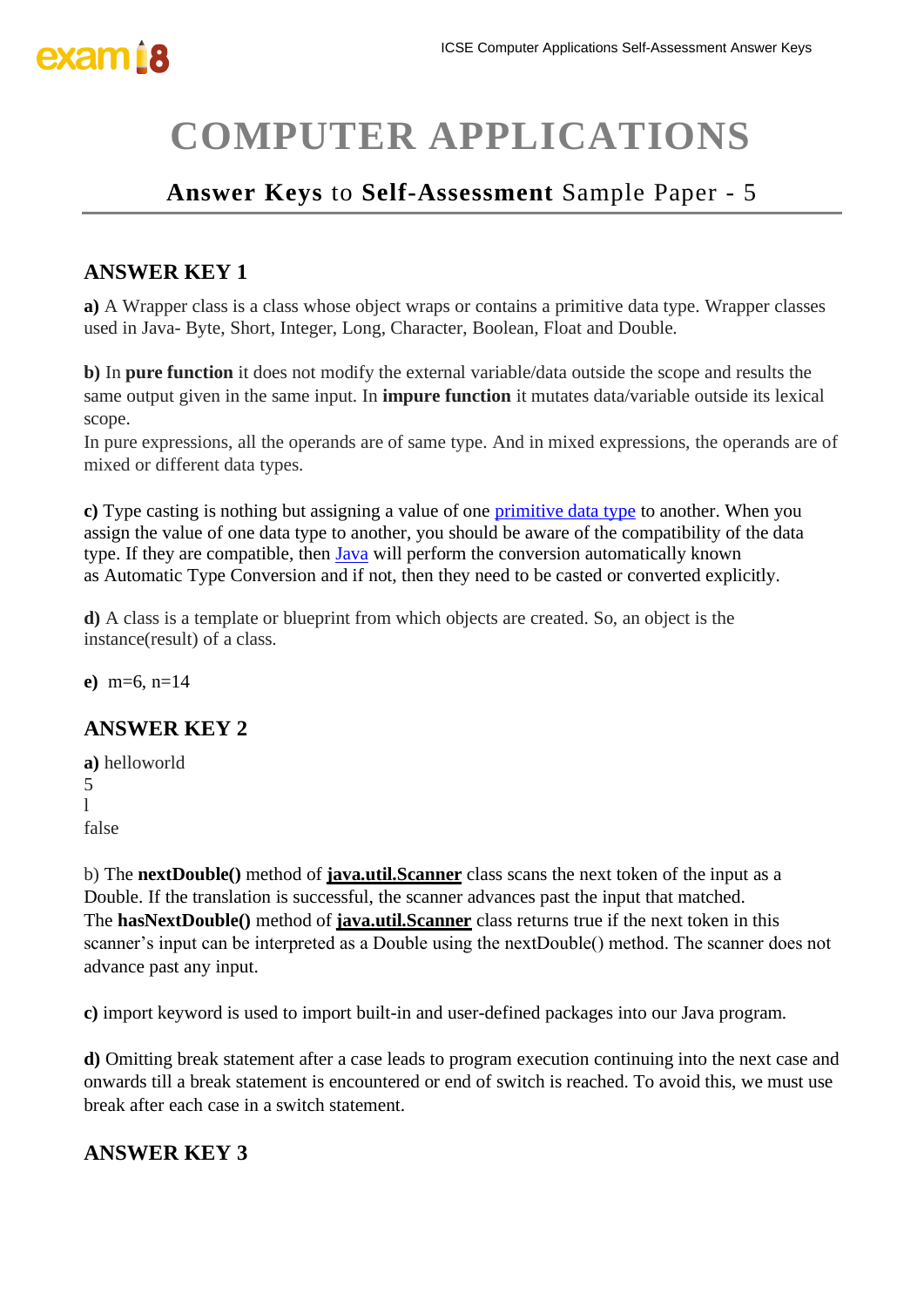# COMPUTER APPLICATIONS

## **Answer Keys** to **Self-Assessment** Sample Paper - 5

### ANSWER KEY 1

**a)** A Wrapper class is a class whose object wraps or contains a primitive data type. Wrapper classes used in Java- Byte, Short, Integer, Long, Character, Boolean, Float and Double.

**b)** In **pure function** it does not modify the external variable/data outside the scope and results the same output given in the same input. In **impure function** it mutates data/variable outside its lexical scope.
In pure expressions, all the operands are of same type. And in mixed expressions, the operands are of mixed or different data types.

**c)** Type casting is nothing but assigning a value of one primitive data type to another. When you assign the value of one data type to another, you should be aware of the compatibility of the data type. If they are compatible, then Java will perform the conversion automatically known as Automatic Type Conversion and if not, then they need to be casted or converted explicitly.

**d)** A class is a template or blueprint from which objects are created. So, an object is the instance(result) of a class.

**e)** m=6, n=14

### ANSWER KEY 2

**a)** helloworld
5
l
false

b) The **nextDouble()** method of **java.util.Scanner** class scans the next token of the input as a Double. If the translation is successful, the scanner advances past the input that matched.
The **hasNextDouble()** method of **java.util.Scanner** class returns true if the next token in this scanner's input can be interpreted as a Double using the nextDouble() method. The scanner does not advance past any input.

**c)** import keyword is used to import built-in and user-defined packages into our Java program.

**d)** Omitting break statement after a case leads to program execution continuing into the next case and onwards till a break statement is encountered or end of switch is reached. To avoid this, we must use break after each case in a switch statement.

### ANSWER KEY 3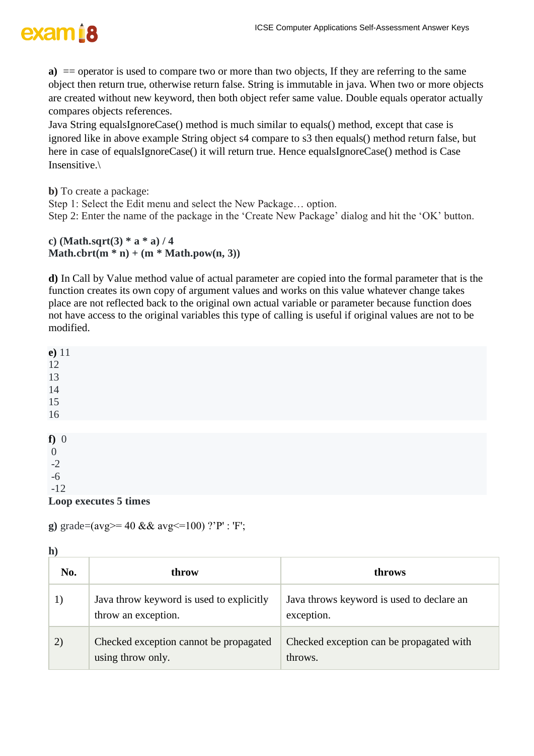**a)** == operator is used to compare two or more than two objects, If they are referring to the same object then return true, otherwise return false. String is immutable in java. When two or more objects are created without new keyword, then both object refer same value. Double equals operator actually compares objects references.
Java String equalsIgnoreCase() method is much similar to equals() method, except that case is ignored like in above example String object s4 compare to s3 then equals() method return false, but here in case of equalsIgnoreCase() it will return true. Hence equalsIgnoreCase() method is Case Insensitive.\

**b)** To create a package:
Step 1: Select the Edit menu and select the New Package… option.
Step 2: Enter the name of the package in the 'Create New Package' dialog and hit the 'OK' button.

**c) (Math.sqrt(3) * a * a) / 4**
**Math.cbrt(m * n) + (m * Math.pow(n, 3))**

**d)** In Call by Value method value of actual parameter are copied into the formal parameter that is the function creates its own copy of argument values and works on this value whatever change takes place are not reflected back to the original own actual variable or parameter because function does not have access to the original variables this type of calling is useful if original values are not to be modified.

**e)** 11
12
13
14
15
16

**f)** 0
0
-2
-6
-12
**Loop executes 5 times**

**g)** grade=(avg>= 40 && avg<=100) ?'P' : 'F';

**h)**

| No. | throw | throws |
|---|---|---|
| 1) | Java throw keyword is used to explicitly throw an exception. | Java throws keyword is used to declare an exception. |
| 2) | Checked exception cannot be propagated using throw only. | Checked exception can be propagated with throws. |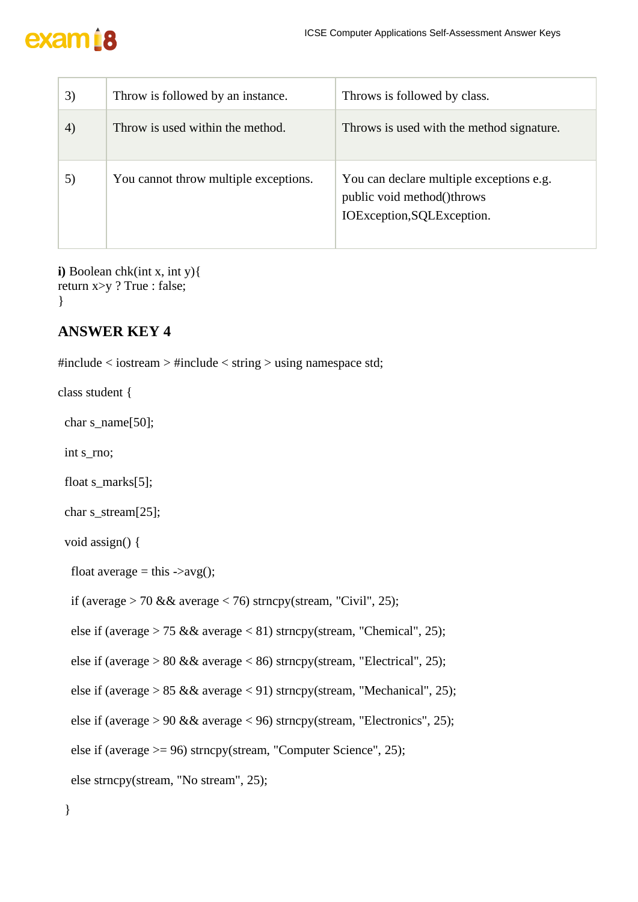| 3) | Throw is followed by an instance. | Throws is followed by class. |
|---|---|---|
| 4) | Throw is used within the method. | Throws is used with the method signature. |
| 5) | You cannot throw multiple exceptions. | You can declare multiple exceptions e.g. public void method()throws IOException,SQLException. |

**i)** Boolean chk(int x, int y){
return x>y ? True : false;
}

## ANSWER KEY 4

```
#include < iostream > #include < string > using namespace std;

class student {

 char s_name[50];

 int s_rno;

 float s_marks[5];

 char s_stream[25];

 void assign() {

  float average = this ->avg();

  if (average > 70 && average < 76) strncpy(stream, "Civil", 25);

  else if (average > 75 && average < 81) strncpy(stream, "Chemical", 25);

  else if (average > 80 && average < 86) strncpy(stream, "Electrical", 25);

  else if (average > 85 && average < 91) strncpy(stream, "Mechanical", 25);

  else if (average > 90 && average < 96) strncpy(stream, "Electronics", 25);

  else if (average >= 96) strncpy(stream, "Computer Science", 25);

  else strncpy(stream, "No stream", 25);

 }
```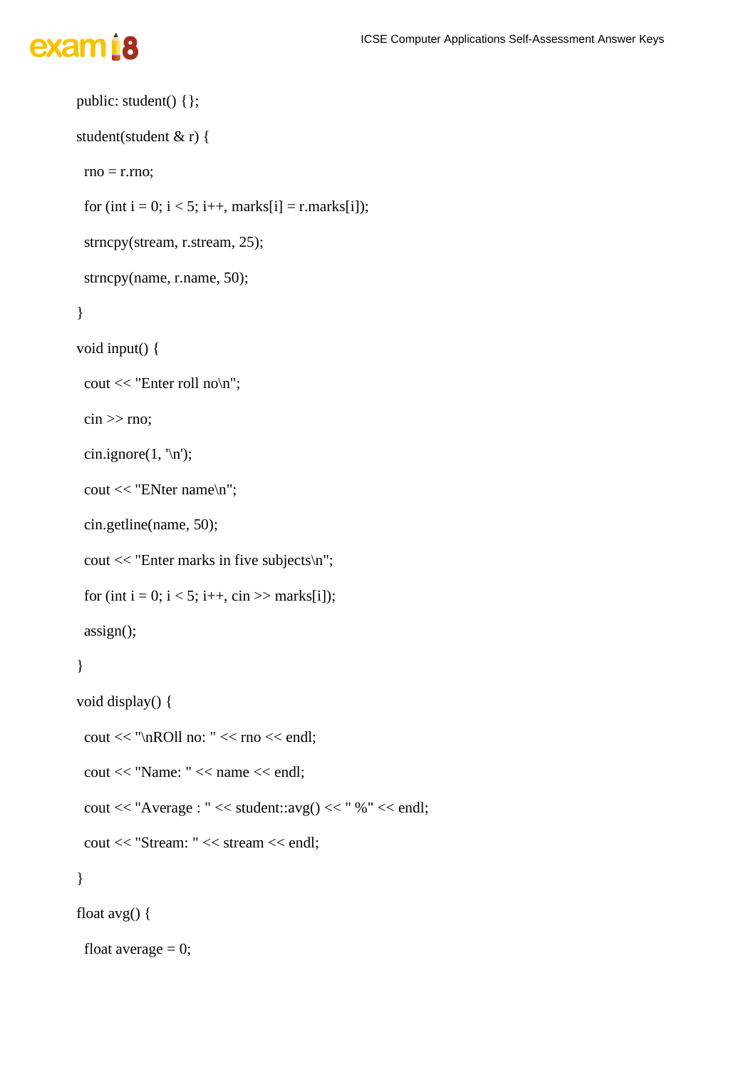```
public: student() {};

student(student & r) {

  rno = r.rno;

  for (int i = 0; i < 5; i++, marks[i] = r.marks[i]);

  strncpy(stream, r.stream, 25);

  strncpy(name, r.name, 50);

}

void input() {

  cout << "Enter roll no\n";

  cin >> rno;

  cin.ignore(1, '\n');

  cout << "ENter name\n";

  cin.getline(name, 50);

  cout << "Enter marks in five subjects\n";

  for (int i = 0; i < 5; i++, cin >> marks[i]);

  assign();

}

void display() {

  cout << "\nROll no: " << rno << endl;

  cout << "Name: " << name << endl;

  cout << "Average : " << student::avg() << " %" << endl;

  cout << "Stream: " << stream << endl;

}

float avg() {

  float average = 0;
```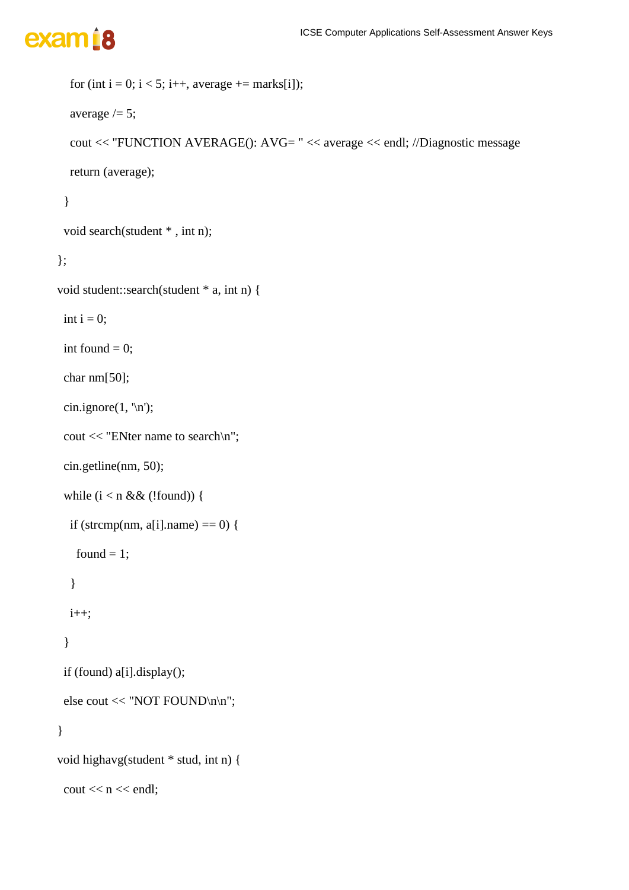```
    for (int i = 0; i < 5; i++, average += marks[i]);
    average /= 5;
    cout << "FUNCTION AVERAGE(): AVG= " << average << endl; //Diagnostic message
    return (average);
  }
  void search(student * , int n);
};
void student::search(student * a, int n) {
  int i = 0;
  int found = 0;
  char nm[50];
  cin.ignore(1, '\n');
  cout << "ENter name to search\n";
  cin.getline(nm, 50);
  while (i < n && (!found)) {
    if (strcmp(nm, a[i].name) == 0) {
      found = 1;
    }
    i++;
  }
  if (found) a[i].display();
  else cout << "NOT FOUND\n\n";
}
void highavg(student * stud, int n) {
  cout << n << endl;
```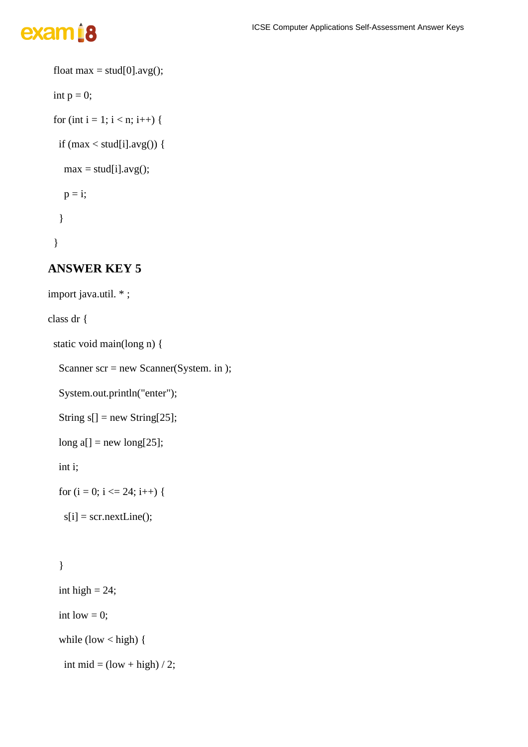```
  float max = stud[0].avg();
  int p = 0;
  for (int i = 1; i < n; i++) {
    if (max < stud[i].avg()) {
      max = stud[i].avg();
      p = i;
    }
  }
```

## ANSWER KEY 5

```
import java.util. * ;
class dr {
  static void main(long n) {
    Scanner scr = new Scanner(System. in );
    System.out.println("enter");
    String s[] = new String[25];
    long a[] = new long[25];
    int i;
    for (i = 0; i <= 24; i++) {
      s[i] = scr.nextLine();

    }
    int high = 24;
    int low = 0;
    while (low < high) {
      int mid = (low + high) / 2;
```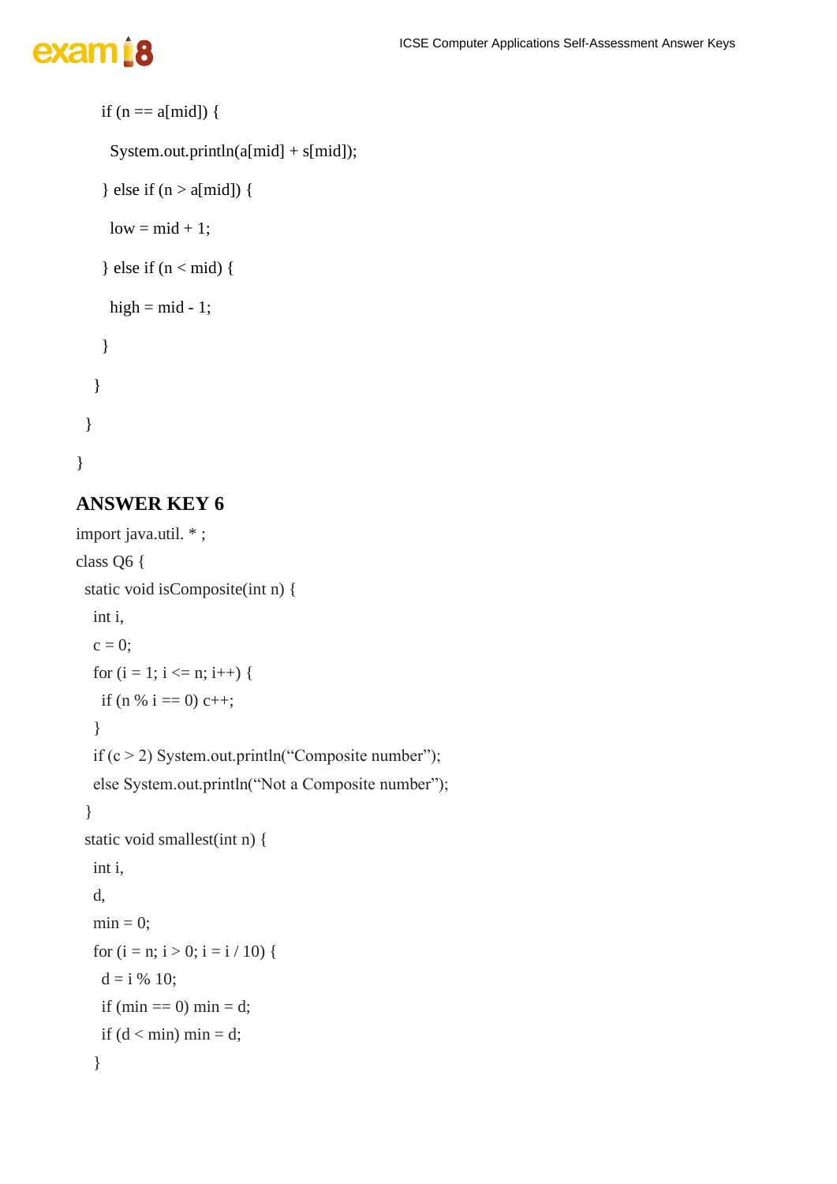```
      if (n == a[mid]) {
        System.out.println(a[mid] + s[mid]);
      } else if (n > a[mid]) {
        low = mid + 1;
      } else if (n < mid) {
        high = mid - 1;
      }
    }
  }
}
```

## ANSWER KEY 6

```
import java.util. * ;
class Q6 {
  static void isComposite(int n) {
    int i,
    c = 0;
    for (i = 1; i <= n; i++) {
      if (n % i == 0) c++;
    }
    if (c > 2) System.out.println("Composite number");
    else System.out.println("Not a Composite number");
  }
  static void smallest(int n) {
    int i,
    d,
    min = 0;
    for (i = n; i > 0; i = i / 10) {
      d = i % 10;
      if (min == 0) min = d;
      if (d < min) min = d;
    }
```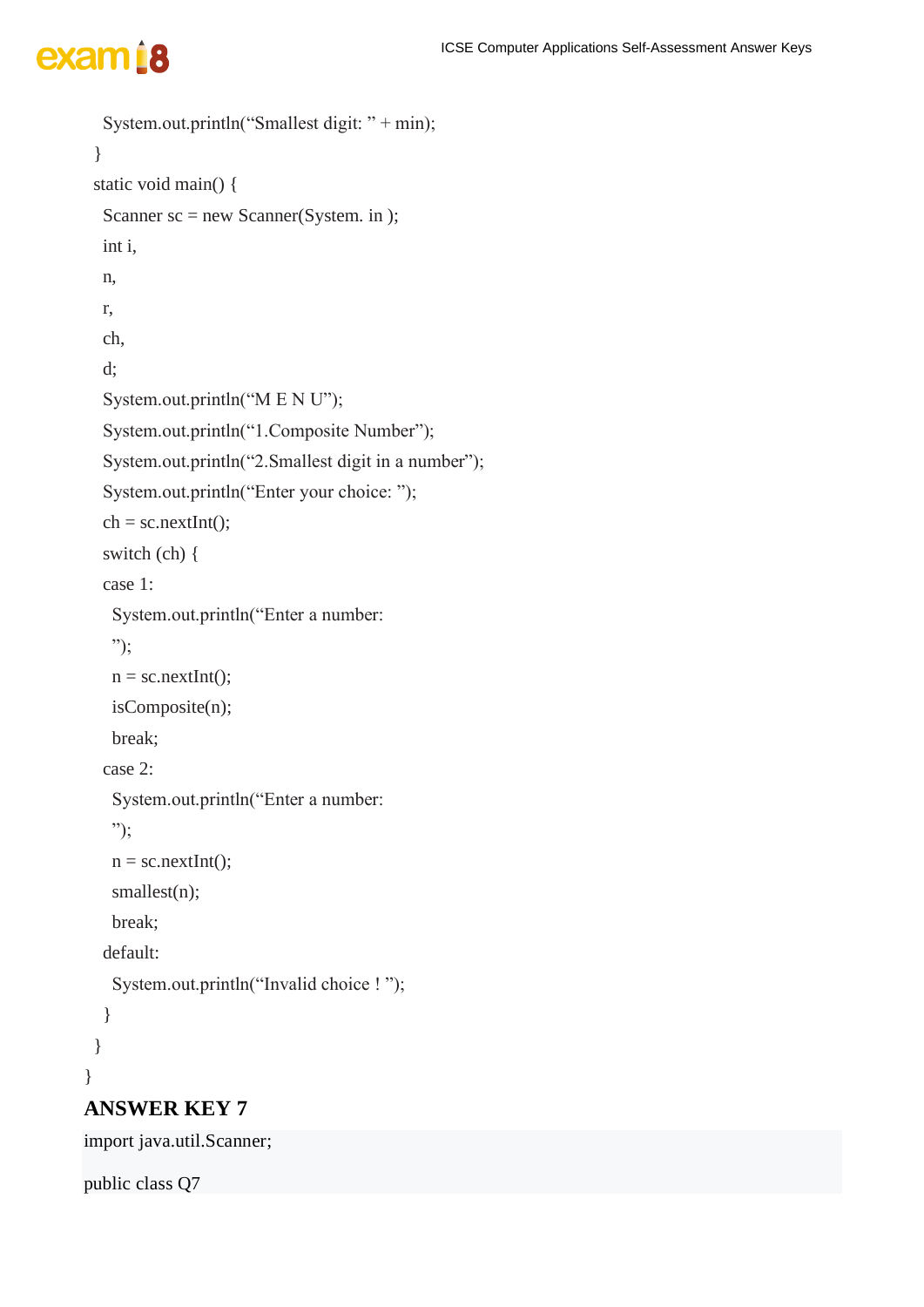```
    System.out.println("Smallest digit: " + min);
  }
  static void main() {
    Scanner sc = new Scanner(System. in );
    int i,
    n,
    r,
    ch,
    d;
    System.out.println("M E N U");
    System.out.println("1.Composite Number");
    System.out.println("2.Smallest digit in a number");
    System.out.println("Enter your choice: ");
    ch = sc.nextInt();
    switch (ch) {
    case 1:
      System.out.println("Enter a number:
      ");
      n = sc.nextInt();
      isComposite(n);
      break;
    case 2:
      System.out.println("Enter a number:
      ");
      n = sc.nextInt();
      smallest(n);
      break;
    default:
      System.out.println("Invalid choice ! ");
    }
  }
}
```

## ANSWER KEY 7

```
import java.util.Scanner;

public class Q7
```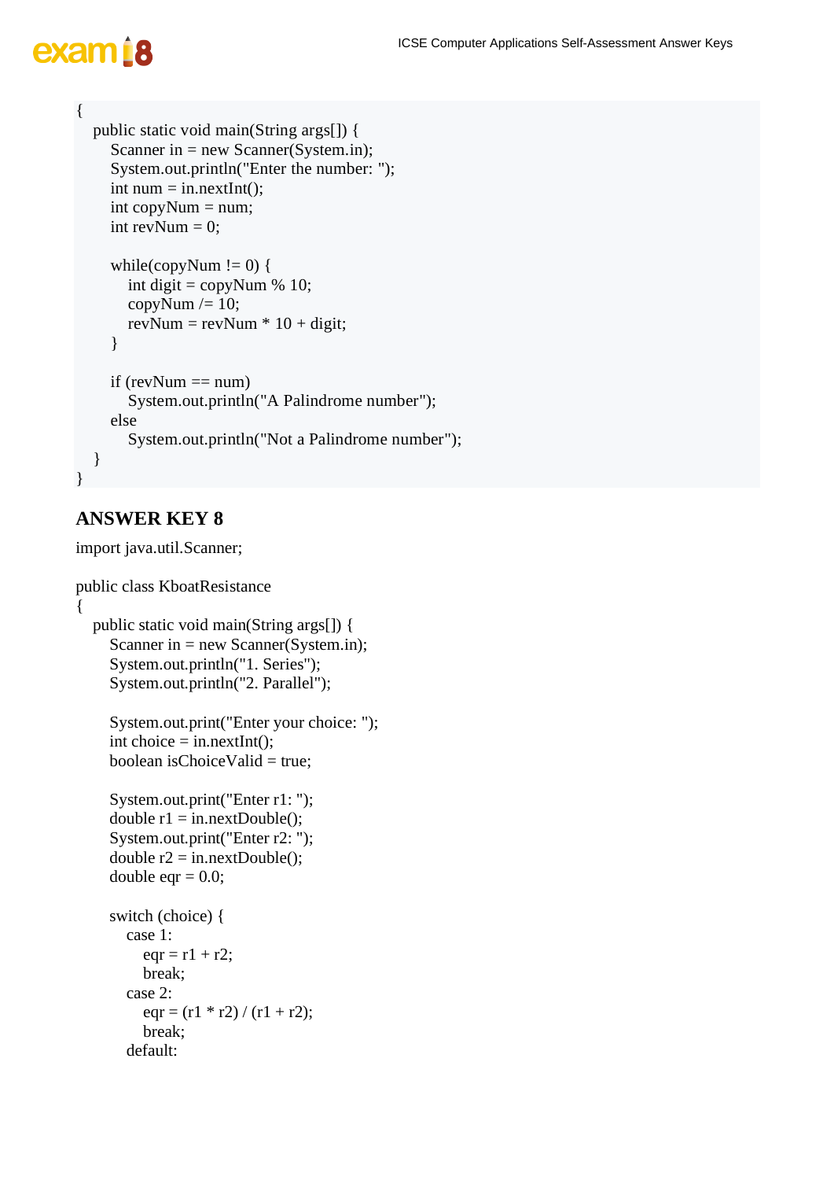```
{
   public static void main(String args[]) {
      Scanner in = new Scanner(System.in);
      System.out.println("Enter the number: ");
      int num = in.nextInt();
      int copyNum = num;
      int revNum = 0;

      while(copyNum != 0) {
         int digit = copyNum % 10;
         copyNum /= 10;
         revNum = revNum * 10 + digit;
      }

      if (revNum == num)
         System.out.println("A Palindrome number");
      else
         System.out.println("Not a Palindrome number");
   }
}
```

## ANSWER KEY 8

```
import java.util.Scanner;

public class KboatResistance
{
   public static void main(String args[]) {
      Scanner in = new Scanner(System.in);
      System.out.println("1. Series");
      System.out.println("2. Parallel");

      System.out.print("Enter your choice: ");
      int choice = in.nextInt();
      boolean isChoiceValid = true;

      System.out.print("Enter r1: ");
      double r1 = in.nextDouble();
      System.out.print("Enter r2: ");
      double r2 = in.nextDouble();
      double eqr = 0.0;

      switch (choice) {
         case 1:
            eqr = r1 + r2;
            break;
         case 2:
            eqr = (r1 * r2) / (r1 + r2);
            break;
         default:
```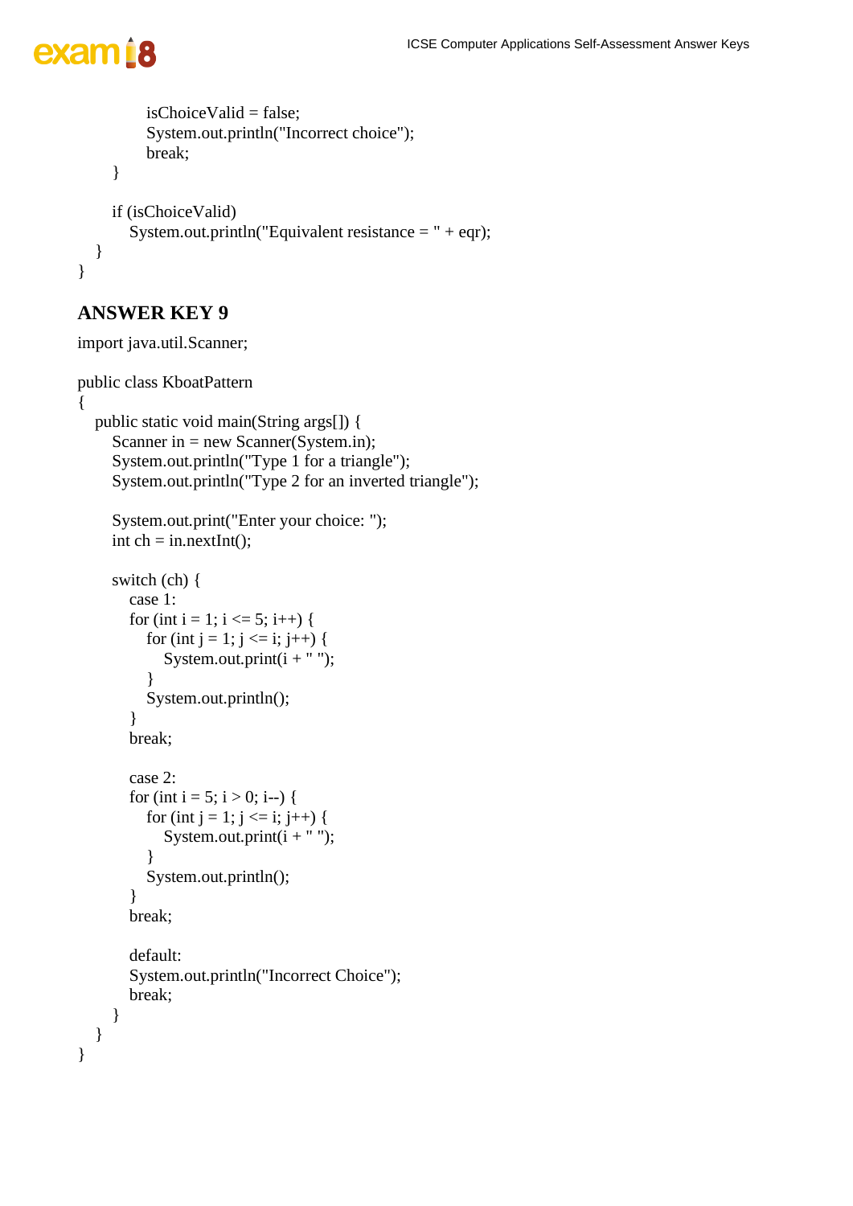```
            isChoiceValid = false;
            System.out.println("Incorrect choice");
            break;
        }

        if (isChoiceValid)
            System.out.println("Equivalent resistance = " + eqr);
    }
}
```

## ANSWER KEY 9

```
import java.util.Scanner;

public class KboatPattern
{
    public static void main(String args[]) {
        Scanner in = new Scanner(System.in);
        System.out.println("Type 1 for a triangle");
        System.out.println("Type 2 for an inverted triangle");

        System.out.print("Enter your choice: ");
        int ch = in.nextInt();

        switch (ch) {
            case 1:
            for (int i = 1; i <= 5; i++) {
                for (int j = 1; j <= i; j++) {
                    System.out.print(i + " ");
                }
                System.out.println();
            }
            break;

            case 2:
            for (int i = 5; i > 0; i--) {
                for (int j = 1; j <= i; j++) {
                    System.out.print(i + " ");
                }
                System.out.println();
            }
            break;

            default:
            System.out.println("Incorrect Choice");
            break;
        }
    }
}
```